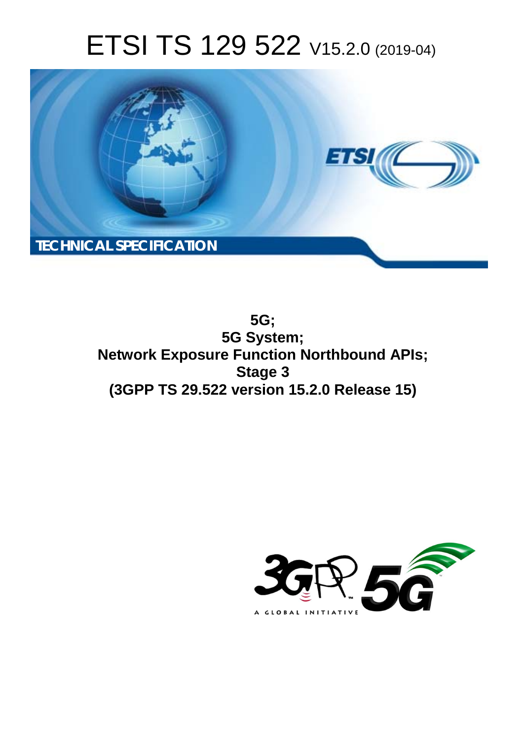# ETSI TS 129 522 V15.2.0 (2019-04)

TECHNICAL SPECIFICATION

**5G;**
**5G System;**
**Network Exposure Function Northbound APIs;**
**Stage 3**
**(3GPP TS 29.522 version 15.2.0 Release 15)**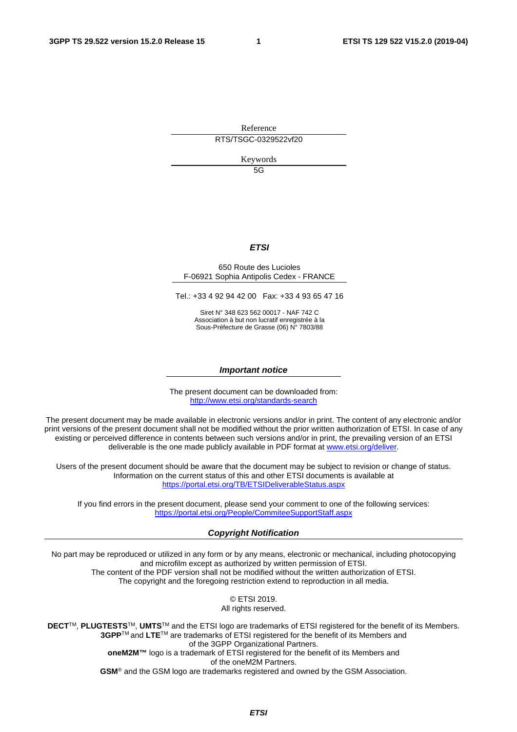Reference

RTS/TSGC-0329522vf20

Keywords

5G

***ETSI***

650 Route des Lucioles
F-06921 Sophia Antipolis Cedex - FRANCE

Tel.: +33 4 92 94 42 00   Fax: +33 4 93 65 47 16

Siret N° 348 623 562 00017 - NAF 742 C
Association à but non lucratif enregistrée à la
Sous-Préfecture de Grasse (06) N° 7803/88

***Important notice***

The present document can be downloaded from:
http://www.etsi.org/standards-search

The present document may be made available in electronic versions and/or in print. The content of any electronic and/or print versions of the present document shall not be modified without the prior written authorization of ETSI. In case of any existing or perceived difference in contents between such versions and/or in print, the prevailing version of an ETSI deliverable is the one made publicly available in PDF format at www.etsi.org/deliver.

Users of the present document should be aware that the document may be subject to revision or change of status. Information on the current status of this and other ETSI documents is available at
https://portal.etsi.org/TB/ETSIDeliverableStatus.aspx

If you find errors in the present document, please send your comment to one of the following services:
https://portal.etsi.org/People/CommiteeSupportStaff.aspx

***Copyright Notification***

No part may be reproduced or utilized in any form or by any means, electronic or mechanical, including photocopying and microfilm except as authorized by written permission of ETSI.
The content of the PDF version shall not be modified without the written authorization of ETSI.
The copyright and the foregoing restriction extend to reproduction in all media.

© ETSI 2019.
All rights reserved.

**DECT**™, **PLUGTESTS**™, **UMTS**™ and the ETSI logo are trademarks of ETSI registered for the benefit of its Members.
**3GPP**™ and **LTE**™ are trademarks of ETSI registered for the benefit of its Members and of the 3GPP Organizational Partners.
**oneM2M™** logo is a trademark of ETSI registered for the benefit of its Members and of the oneM2M Partners.
**GSM**® and the GSM logo are trademarks registered and owned by the GSM Association.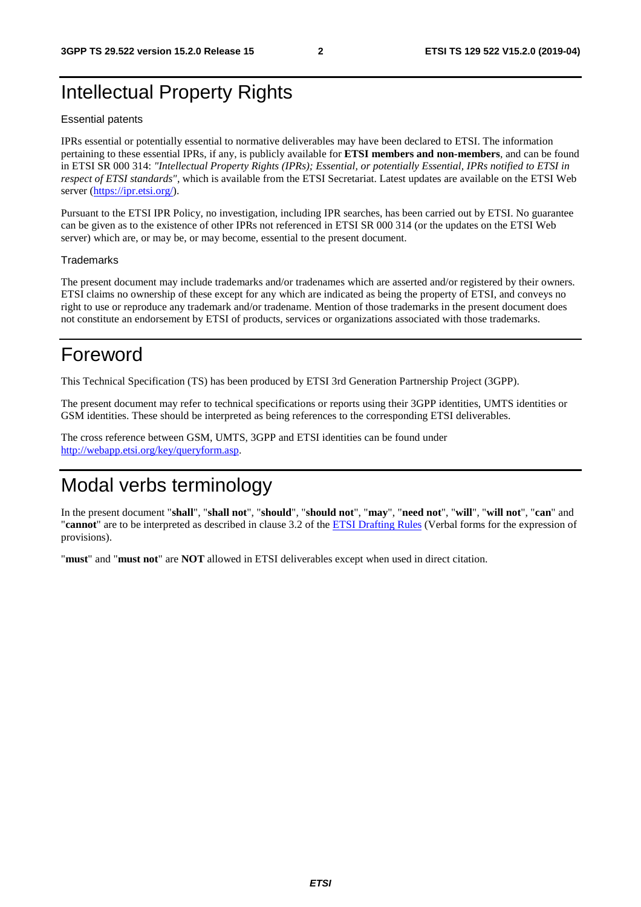# Intellectual Property Rights

Essential patents

IPRs essential or potentially essential to normative deliverables may have been declared to ETSI. The information pertaining to these essential IPRs, if any, is publicly available for **ETSI members and non-members**, and can be found in ETSI SR 000 314: *"Intellectual Property Rights (IPRs); Essential, or potentially Essential, IPRs notified to ETSI in respect of ETSI standards"*, which is available from the ETSI Secretariat. Latest updates are available on the ETSI Web server (https://ipr.etsi.org/).

Pursuant to the ETSI IPR Policy, no investigation, including IPR searches, has been carried out by ETSI. No guarantee can be given as to the existence of other IPRs not referenced in ETSI SR 000 314 (or the updates on the ETSI Web server) which are, or may be, or may become, essential to the present document.

Trademarks

The present document may include trademarks and/or tradenames which are asserted and/or registered by their owners. ETSI claims no ownership of these except for any which are indicated as being the property of ETSI, and conveys no right to use or reproduce any trademark and/or tradename. Mention of those trademarks in the present document does not constitute an endorsement by ETSI of products, services or organizations associated with those trademarks.

# Foreword

This Technical Specification (TS) has been produced by ETSI 3rd Generation Partnership Project (3GPP).

The present document may refer to technical specifications or reports using their 3GPP identities, UMTS identities or GSM identities. These should be interpreted as being references to the corresponding ETSI deliverables.

The cross reference between GSM, UMTS, 3GPP and ETSI identities can be found under http://webapp.etsi.org/key/queryform.asp.

# Modal verbs terminology

In the present document "**shall**", "**shall not**", "**should**", "**should not**", "**may**", "**need not**", "**will**", "**will not**", "**can**" and "**cannot**" are to be interpreted as described in clause 3.2 of the ETSI Drafting Rules (Verbal forms for the expression of provisions).

"**must**" and "**must not**" are **NOT** allowed in ETSI deliverables except when used in direct citation.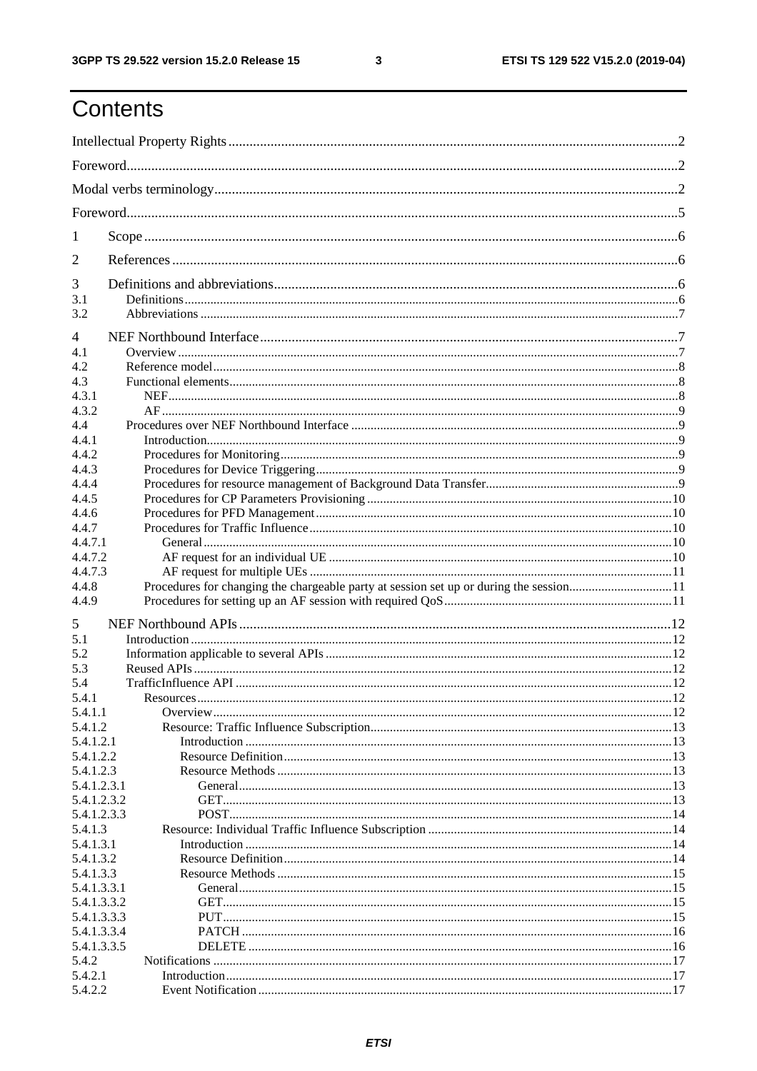# Contents

Intellectual Property Rights ..... 2

Foreword ..... 2

Modal verbs terminology ..... 2

Foreword ..... 5

1 Scope ..... 6

2 References ..... 6

3 Definitions and abbreviations ..... 6

3.1 Definitions ..... 6

3.2 Abbreviations ..... 7

4 NEF Northbound Interface ..... 7

4.1 Overview ..... 7

4.2 Reference model ..... 8

4.3 Functional elements ..... 8

4.3.1 NEF ..... 8

4.3.2 AF ..... 9

4.4 Procedures over NEF Northbound Interface ..... 9

4.4.1 Introduction ..... 9

4.4.2 Procedures for Monitoring ..... 9

4.4.3 Procedures for Device Triggering ..... 9

4.4.4 Procedures for resource management of Background Data Transfer ..... 9

4.4.5 Procedures for CP Parameters Provisioning ..... 10

4.4.6 Procedures for PFD Management ..... 10

4.4.7 Procedures for Traffic Influence ..... 10

4.4.7.1 General ..... 10

4.4.7.2 AF request for an individual UE ..... 10

4.4.7.3 AF request for multiple UEs ..... 11

4.4.8 Procedures for changing the chargeable party at session set up or during the session ..... 11

4.4.9 Procedures for setting up an AF session with required QoS ..... 11

5 NEF Northbound APIs ..... 12

5.1 Introduction ..... 12

5.2 Information applicable to several APIs ..... 12

5.3 Reused APIs ..... 12

5.4 TrafficInfluence API ..... 12

5.4.1 Resources ..... 12

5.4.1.1 Overview ..... 12

5.4.1.2 Resource: Traffic Influence Subscription ..... 13

5.4.1.2.1 Introduction ..... 13

5.4.1.2.2 Resource Definition ..... 13

5.4.1.2.3 Resource Methods ..... 13

5.4.1.2.3.1 General ..... 13

5.4.1.2.3.2 GET ..... 13

5.4.1.2.3.3 POST ..... 14

5.4.1.3 Resource: Individual Traffic Influence Subscription ..... 14

5.4.1.3.1 Introduction ..... 14

5.4.1.3.2 Resource Definition ..... 14

5.4.1.3.3 Resource Methods ..... 15

5.4.1.3.3.1 General ..... 15

5.4.1.3.3.2 GET ..... 15

5.4.1.3.3.3 PUT ..... 15

5.4.1.3.3.4 PATCH ..... 16

5.4.1.3.3.5 DELETE ..... 16

5.4.2 Notifications ..... 17

5.4.2.1 Introduction ..... 17

5.4.2.2 Event Notification ..... 17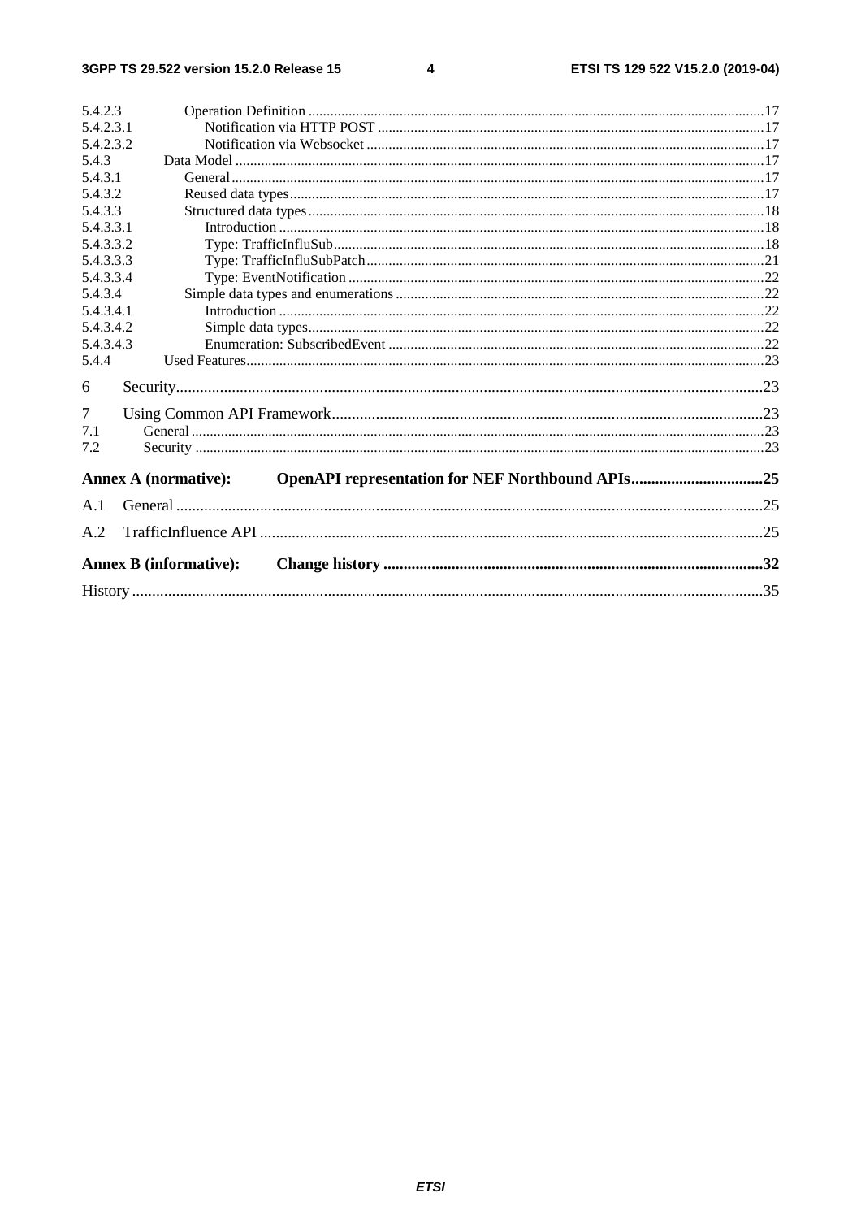5.4.2.3 Operation Definition .......................................................................................................................17
5.4.2.3.1 Notification via HTTP POST ......................................................................................................17
5.4.2.3.2 Notification via Websocket .........................................................................................................17
5.4.3 Data Model ...............................................................................................................................................17
5.4.3.1 General ...............................................................................................................................................17
5.4.3.2 Reused data types ...............................................................................................................................17
5.4.3.3 Structured data types ..........................................................................................................................18
5.4.3.3.1 Introduction .................................................................................................................................18
5.4.3.3.2 Type: TrafficInfluSub ..................................................................................................................18
5.4.3.3.3 Type: TrafficInfluSubPatch .........................................................................................................21
5.4.3.3.4 Type: EventNotification ..............................................................................................................22
5.4.3.4 Simple data types and enumerations ..................................................................................................22
5.4.3.4.1 Introduction .................................................................................................................................22
5.4.3.4.2 Simple data types .........................................................................................................................22
5.4.3.4.3 Enumeration: SubscribedEvent ...................................................................................................22
5.4.4 Used Features ...........................................................................................................................................23

6 Security ..............................................................................................................................................23

7 Using Common API Framework .........................................................................................................23
7.1 General .........................................................................................................................................................23
7.2 Security ........................................................................................................................................................23

**Annex A (normative): OpenAPI representation for NEF Northbound APIs ................................25**

A.1 General ...............................................................................................................................................25

A.2 TrafficInfluence API ..........................................................................................................................25

**Annex B (informative): Change history ............................................................................................32**

History .........................................................................................................................................................35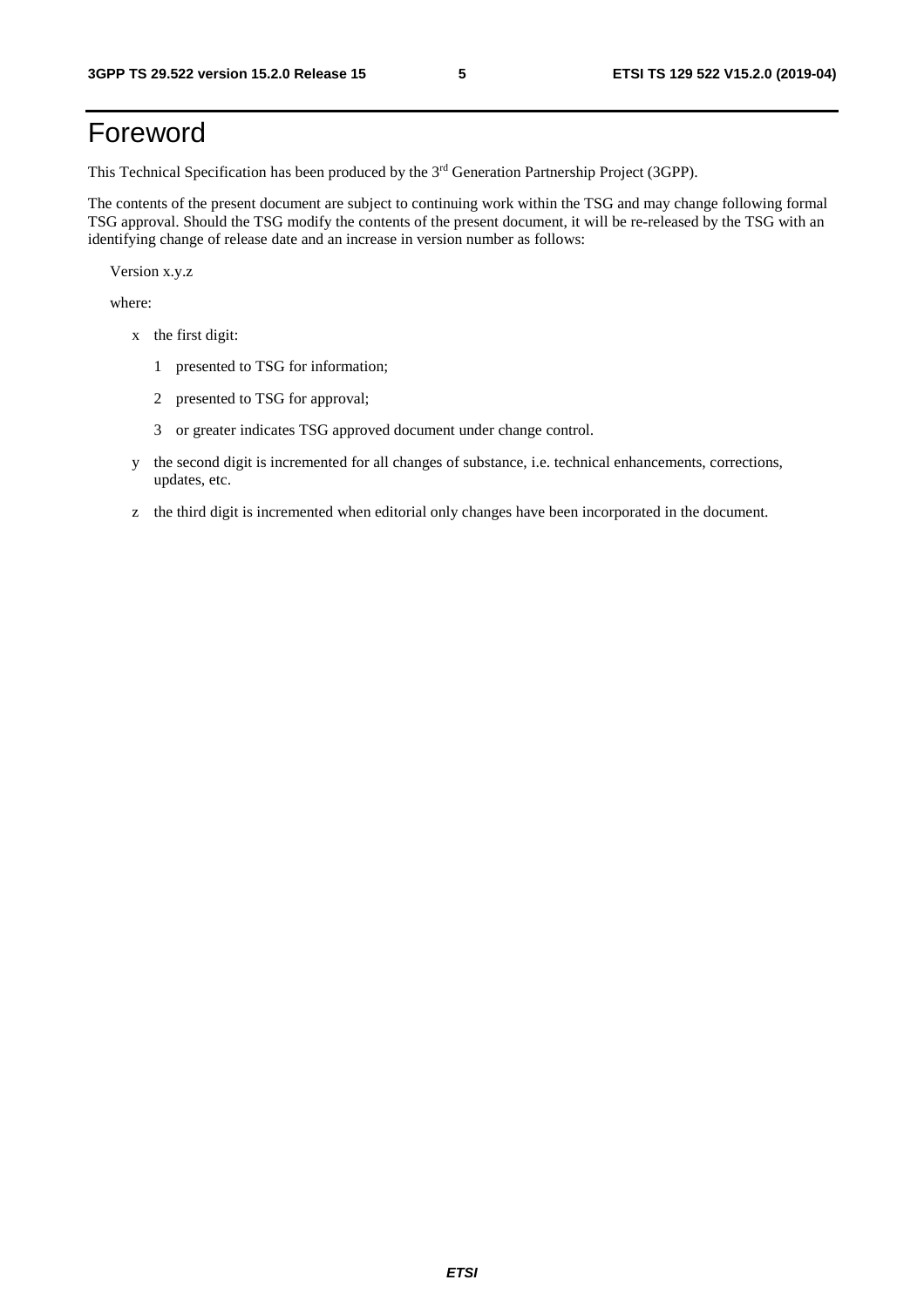# Foreword

This Technical Specification has been produced by the 3rd Generation Partnership Project (3GPP).

The contents of the present document are subject to continuing work within the TSG and may change following formal TSG approval. Should the TSG modify the contents of the present document, it will be re-released by the TSG with an identifying change of release date and an increase in version number as follows:

Version x.y.z

where:

- x the first digit:
  - 1 presented to TSG for information;
  - 2 presented to TSG for approval;
  - 3 or greater indicates TSG approved document under change control.
- y the second digit is incremented for all changes of substance, i.e. technical enhancements, corrections, updates, etc.
- z the third digit is incremented when editorial only changes have been incorporated in the document.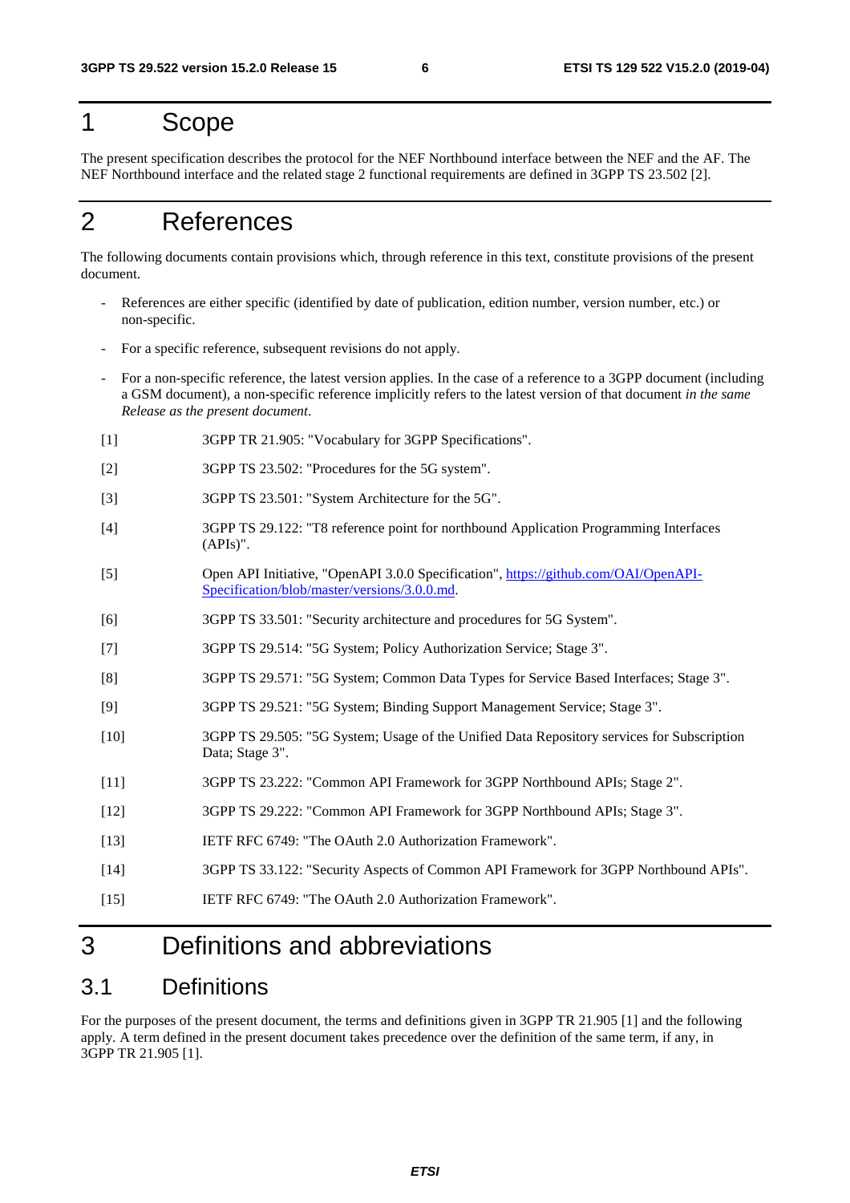# 1 Scope

The present specification describes the protocol for the NEF Northbound interface between the NEF and the AF. The NEF Northbound interface and the related stage 2 functional requirements are defined in 3GPP TS 23.502 [2].

# 2 References

The following documents contain provisions which, through reference in this text, constitute provisions of the present document.

- References are either specific (identified by date of publication, edition number, version number, etc.) or non-specific.
- For a specific reference, subsequent revisions do not apply.
- For a non-specific reference, the latest version applies. In the case of a reference to a 3GPP document (including a GSM document), a non-specific reference implicitly refers to the latest version of that document *in the same Release as the present document*.

[1] 3GPP TR 21.905: "Vocabulary for 3GPP Specifications".

[2] 3GPP TS 23.502: "Procedures for the 5G system".

[3] 3GPP TS 23.501: "System Architecture for the 5G".

[4] 3GPP TS 29.122: "T8 reference point for northbound Application Programming Interfaces (APIs)".

[5] Open API Initiative, "OpenAPI 3.0.0 Specification", https://github.com/OAI/OpenAPI-Specification/blob/master/versions/3.0.0.md.

[6] 3GPP TS 33.501: "Security architecture and procedures for 5G System".

[7] 3GPP TS 29.514: "5G System; Policy Authorization Service; Stage 3".

[8] 3GPP TS 29.571: "5G System; Common Data Types for Service Based Interfaces; Stage 3".

[9] 3GPP TS 29.521: "5G System; Binding Support Management Service; Stage 3".

[10] 3GPP TS 29.505: "5G System; Usage of the Unified Data Repository services for Subscription Data; Stage 3".

[11] 3GPP TS 23.222: "Common API Framework for 3GPP Northbound APIs; Stage 2".

[12] 3GPP TS 29.222: "Common API Framework for 3GPP Northbound APIs; Stage 3".

[13] IETF RFC 6749: "The OAuth 2.0 Authorization Framework".

[14] 3GPP TS 33.122: "Security Aspects of Common API Framework for 3GPP Northbound APIs".

[15] IETF RFC 6749: "The OAuth 2.0 Authorization Framework".

# 3 Definitions and abbreviations

## 3.1 Definitions

For the purposes of the present document, the terms and definitions given in 3GPP TR 21.905 [1] and the following apply. A term defined in the present document takes precedence over the definition of the same term, if any, in 3GPP TR 21.905 [1].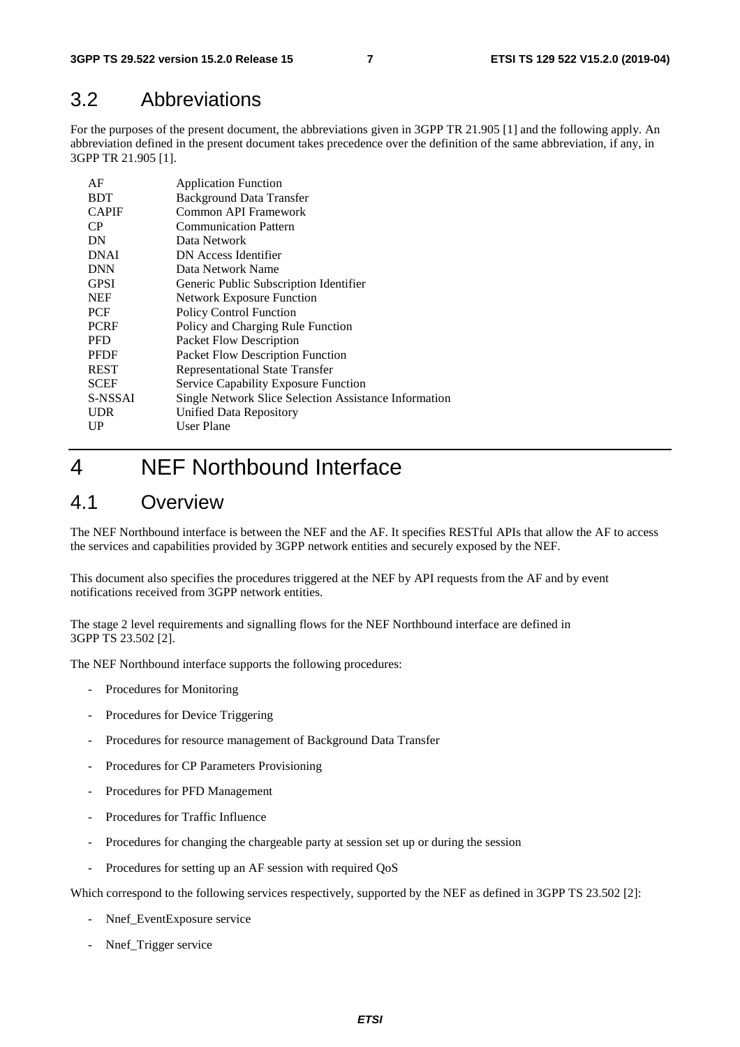## 3.2 Abbreviations

For the purposes of the present document, the abbreviations given in 3GPP TR 21.905 [1] and the following apply. An abbreviation defined in the present document takes precedence over the definition of the same abbreviation, if any, in 3GPP TR 21.905 [1].

| | |
|---|---|
| AF | Application Function |
| BDT | Background Data Transfer |
| CAPIF | Common API Framework |
| CP | Communication Pattern |
| DN | Data Network |
| DNAI | DN Access Identifier |
| DNN | Data Network Name |
| GPSI | Generic Public Subscription Identifier |
| NEF | Network Exposure Function |
| PCF | Policy Control Function |
| PCRF | Policy and Charging Rule Function |
| PFD | Packet Flow Description |
| PFDF | Packet Flow Description Function |
| REST | Representational State Transfer |
| SCEF | Service Capability Exposure Function |
| S-NSSAI | Single Network Slice Selection Assistance Information |
| UDR | Unified Data Repository |
| UP | User Plane |

# 4 NEF Northbound Interface

## 4.1 Overview

The NEF Northbound interface is between the NEF and the AF. It specifies RESTful APIs that allow the AF to access the services and capabilities provided by 3GPP network entities and securely exposed by the NEF.

This document also specifies the procedures triggered at the NEF by API requests from the AF and by event notifications received from 3GPP network entities.

The stage 2 level requirements and signalling flows for the NEF Northbound interface are defined in 3GPP TS 23.502 [2].

The NEF Northbound interface supports the following procedures:

- Procedures for Monitoring
- Procedures for Device Triggering
- Procedures for resource management of Background Data Transfer
- Procedures for CP Parameters Provisioning
- Procedures for PFD Management
- Procedures for Traffic Influence
- Procedures for changing the chargeable party at session set up or during the session
- Procedures for setting up an AF session with required QoS

Which correspond to the following services respectively, supported by the NEF as defined in 3GPP TS 23.502 [2]:

- Nnef_EventExposure service
- Nnef_Trigger service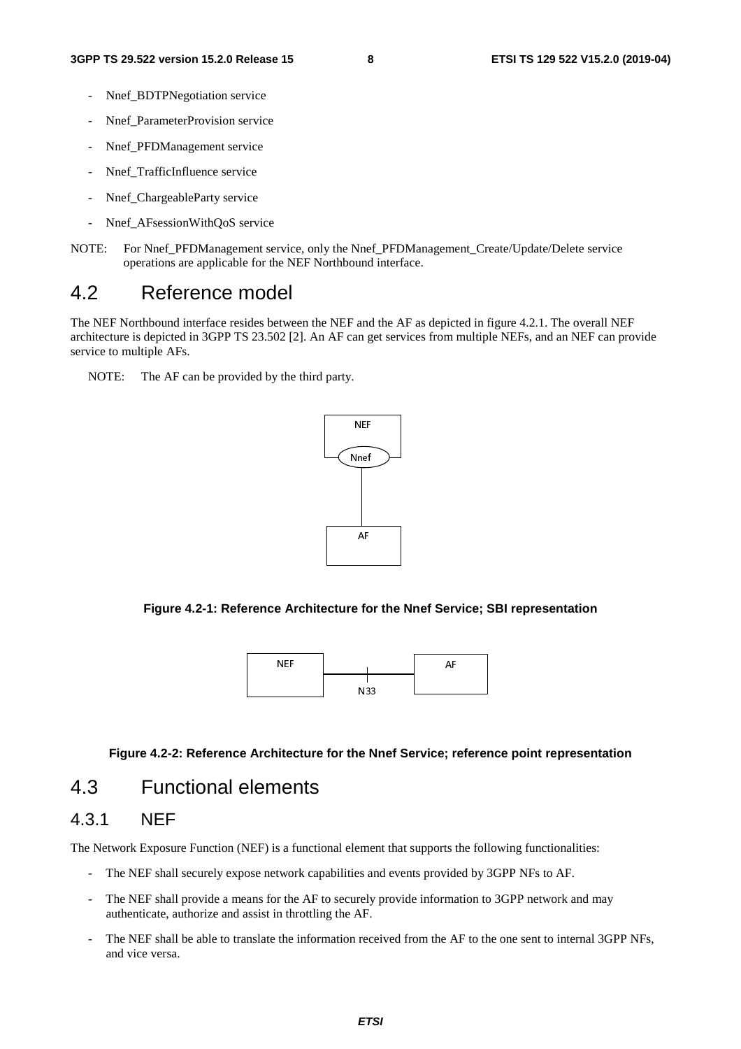- Nnef_BDTPNegotiation service
- Nnef_ParameterProvision service
- Nnef_PFDManagement service
- Nnef_TrafficInfluence service
- Nnef_ChargeableParty service
- Nnef_AFsessionWithQoS service

NOTE: For Nnef_PFDManagement service, only the Nnef_PFDManagement_Create/Update/Delete service operations are applicable for the NEF Northbound interface.

## 4.2 Reference model

The NEF Northbound interface resides between the NEF and the AF as depicted in figure 4.2.1. The overall NEF architecture is depicted in 3GPP TS 23.502 [2]. An AF can get services from multiple NEFs, and an NEF can provide service to multiple AFs.

NOTE: The AF can be provided by the third party.

**Figure 4.2-1: Reference Architecture for the Nnef Service; SBI representation**

**Figure 4.2-2: Reference Architecture for the Nnef Service; reference point representation**

## 4.3 Functional elements

### 4.3.1 NEF

The Network Exposure Function (NEF) is a functional element that supports the following functionalities:

- The NEF shall securely expose network capabilities and events provided by 3GPP NFs to AF.
- The NEF shall provide a means for the AF to securely provide information to 3GPP network and may authenticate, authorize and assist in throttling the AF.
- The NEF shall be able to translate the information received from the AF to the one sent to internal 3GPP NFs, and vice versa.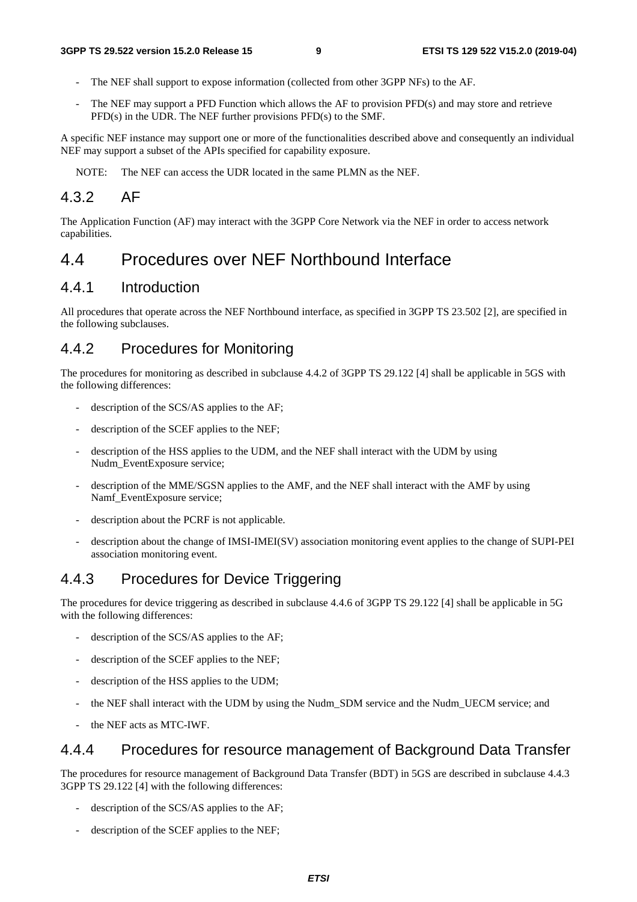- The NEF shall support to expose information (collected from other 3GPP NFs) to the AF.
- The NEF may support a PFD Function which allows the AF to provision PFD(s) and may store and retrieve PFD(s) in the UDR. The NEF further provisions PFD(s) to the SMF.

A specific NEF instance may support one or more of the functionalities described above and consequently an individual NEF may support a subset of the APIs specified for capability exposure.

NOTE: The NEF can access the UDR located in the same PLMN as the NEF.

### 4.3.2 AF

The Application Function (AF) may interact with the 3GPP Core Network via the NEF in order to access network capabilities.

## 4.4 Procedures over NEF Northbound Interface

### 4.4.1 Introduction

All procedures that operate across the NEF Northbound interface, as specified in 3GPP TS 23.502 [2], are specified in the following subclauses.

### 4.4.2 Procedures for Monitoring

The procedures for monitoring as described in subclause 4.4.2 of 3GPP TS 29.122 [4] shall be applicable in 5GS with the following differences:

- description of the SCS/AS applies to the AF;
- description of the SCEF applies to the NEF;
- description of the HSS applies to the UDM, and the NEF shall interact with the UDM by using Nudm_EventExposure service;
- description of the MME/SGSN applies to the AMF, and the NEF shall interact with the AMF by using Namf_EventExposure service;
- description about the PCRF is not applicable.
- description about the change of IMSI-IMEI(SV) association monitoring event applies to the change of SUPI-PEI association monitoring event.

### 4.4.3 Procedures for Device Triggering

The procedures for device triggering as described in subclause 4.4.6 of 3GPP TS 29.122 [4] shall be applicable in 5G with the following differences:

- description of the SCS/AS applies to the AF;
- description of the SCEF applies to the NEF;
- description of the HSS applies to the UDM;
- the NEF shall interact with the UDM by using the Nudm_SDM service and the Nudm_UECM service; and
- the NEF acts as MTC-IWF.

### 4.4.4 Procedures for resource management of Background Data Transfer

The procedures for resource management of Background Data Transfer (BDT) in 5GS are described in subclause 4.4.3 3GPP TS 29.122 [4] with the following differences:

- description of the SCS/AS applies to the AF;
- description of the SCEF applies to the NEF;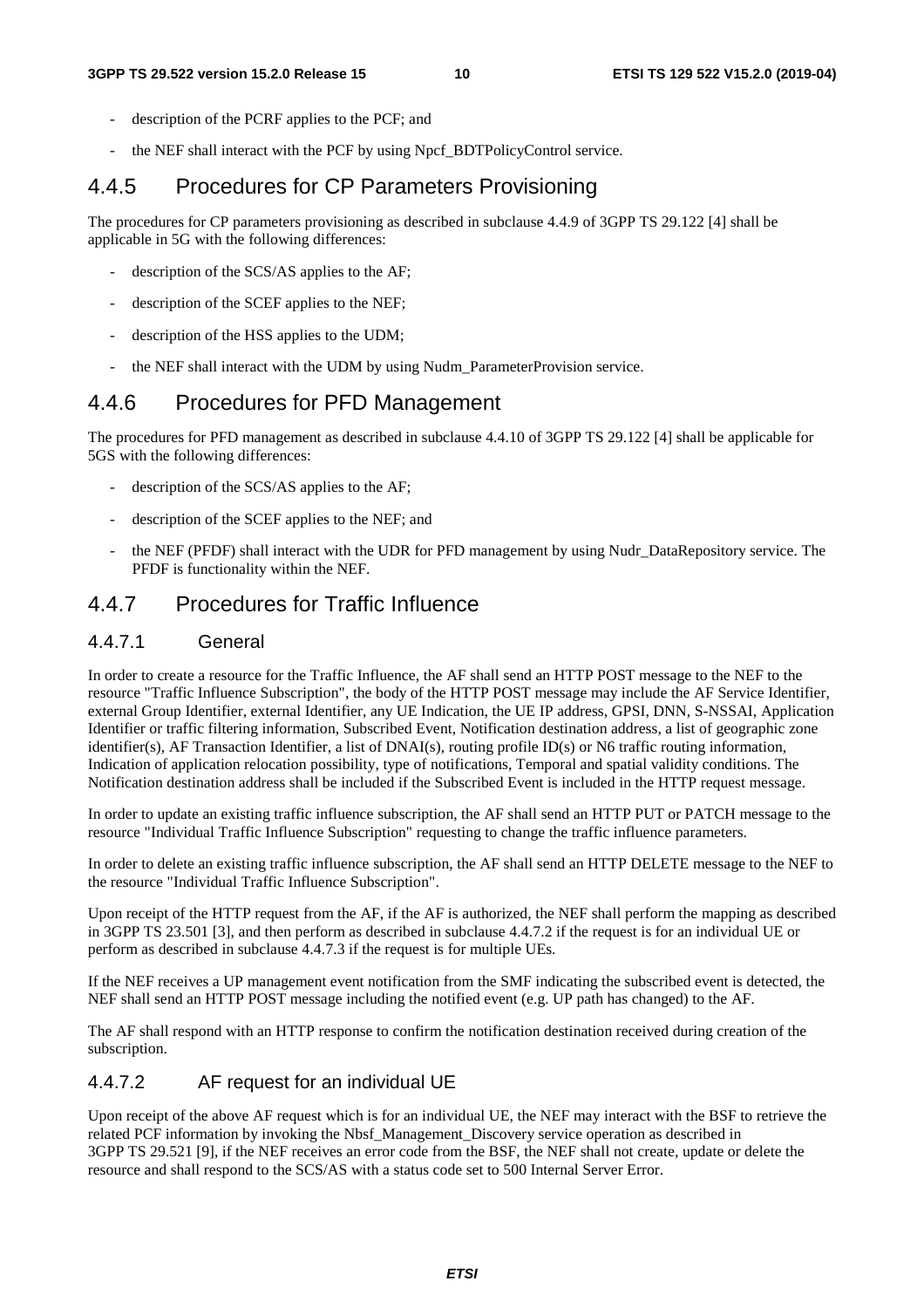- description of the PCRF applies to the PCF; and
- the NEF shall interact with the PCF by using Npcf_BDTPolicyControl service.

## 4.4.5 Procedures for CP Parameters Provisioning

The procedures for CP parameters provisioning as described in subclause 4.4.9 of 3GPP TS 29.122 [4] shall be applicable in 5G with the following differences:

- description of the SCS/AS applies to the AF;
- description of the SCEF applies to the NEF;
- description of the HSS applies to the UDM;
- the NEF shall interact with the UDM by using Nudm_ParameterProvision service.

## 4.4.6 Procedures for PFD Management

The procedures for PFD management as described in subclause 4.4.10 of 3GPP TS 29.122 [4] shall be applicable for 5GS with the following differences:

- description of the SCS/AS applies to the AF;
- description of the SCEF applies to the NEF; and
- the NEF (PFDF) shall interact with the UDR for PFD management by using Nudr_DataRepository service. The PFDF is functionality within the NEF.

## 4.4.7 Procedures for Traffic Influence

### 4.4.7.1 General

In order to create a resource for the Traffic Influence, the AF shall send an HTTP POST message to the NEF to the resource "Traffic Influence Subscription", the body of the HTTP POST message may include the AF Service Identifier, external Group Identifier, external Identifier, any UE Indication, the UE IP address, GPSI, DNN, S-NSSAI, Application Identifier or traffic filtering information, Subscribed Event, Notification destination address, a list of geographic zone identifier(s), AF Transaction Identifier, a list of DNAI(s), routing profile ID(s) or N6 traffic routing information, Indication of application relocation possibility, type of notifications, Temporal and spatial validity conditions. The Notification destination address shall be included if the Subscribed Event is included in the HTTP request message.

In order to update an existing traffic influence subscription, the AF shall send an HTTP PUT or PATCH message to the resource "Individual Traffic Influence Subscription" requesting to change the traffic influence parameters.

In order to delete an existing traffic influence subscription, the AF shall send an HTTP DELETE message to the NEF to the resource "Individual Traffic Influence Subscription".

Upon receipt of the HTTP request from the AF, if the AF is authorized, the NEF shall perform the mapping as described in 3GPP TS 23.501 [3], and then perform as described in subclause 4.4.7.2 if the request is for an individual UE or perform as described in subclause 4.4.7.3 if the request is for multiple UEs.

If the NEF receives a UP management event notification from the SMF indicating the subscribed event is detected, the NEF shall send an HTTP POST message including the notified event (e.g. UP path has changed) to the AF.

The AF shall respond with an HTTP response to confirm the notification destination received during creation of the subscription.

### 4.4.7.2 AF request for an individual UE

Upon receipt of the above AF request which is for an individual UE, the NEF may interact with the BSF to retrieve the related PCF information by invoking the Nbsf_Management_Discovery service operation as described in 3GPP TS 29.521 [9], if the NEF receives an error code from the BSF, the NEF shall not create, update or delete the resource and shall respond to the SCS/AS with a status code set to 500 Internal Server Error.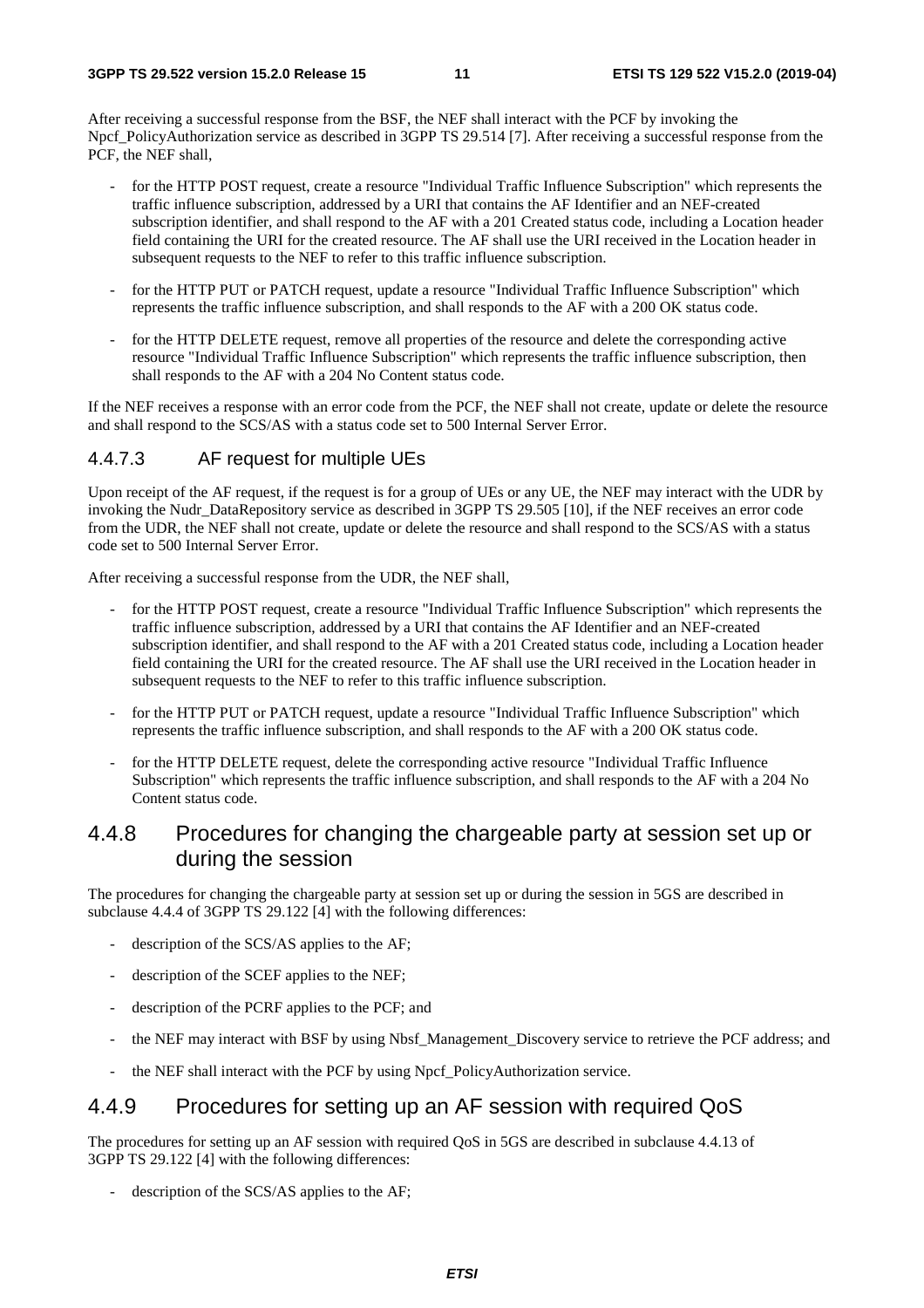After receiving a successful response from the BSF, the NEF shall interact with the PCF by invoking the Npcf_PolicyAuthorization service as described in 3GPP TS 29.514 [7]. After receiving a successful response from the PCF, the NEF shall,

- for the HTTP POST request, create a resource "Individual Traffic Influence Subscription" which represents the traffic influence subscription, addressed by a URI that contains the AF Identifier and an NEF-created subscription identifier, and shall respond to the AF with a 201 Created status code, including a Location header field containing the URI for the created resource. The AF shall use the URI received in the Location header in subsequent requests to the NEF to refer to this traffic influence subscription.
- for the HTTP PUT or PATCH request, update a resource "Individual Traffic Influence Subscription" which represents the traffic influence subscription, and shall responds to the AF with a 200 OK status code.
- for the HTTP DELETE request, remove all properties of the resource and delete the corresponding active resource "Individual Traffic Influence Subscription" which represents the traffic influence subscription, then shall responds to the AF with a 204 No Content status code.

If the NEF receives a response with an error code from the PCF, the NEF shall not create, update or delete the resource and shall respond to the SCS/AS with a status code set to 500 Internal Server Error.

#### 4.4.7.3 AF request for multiple UEs

Upon receipt of the AF request, if the request is for a group of UEs or any UE, the NEF may interact with the UDR by invoking the Nudr_DataRepository service as described in 3GPP TS 29.505 [10], if the NEF receives an error code from the UDR, the NEF shall not create, update or delete the resource and shall respond to the SCS/AS with a status code set to 500 Internal Server Error.

After receiving a successful response from the UDR, the NEF shall,

- for the HTTP POST request, create a resource "Individual Traffic Influence Subscription" which represents the traffic influence subscription, addressed by a URI that contains the AF Identifier and an NEF-created subscription identifier, and shall respond to the AF with a 201 Created status code, including a Location header field containing the URI for the created resource. The AF shall use the URI received in the Location header in subsequent requests to the NEF to refer to this traffic influence subscription.
- for the HTTP PUT or PATCH request, update a resource "Individual Traffic Influence Subscription" which represents the traffic influence subscription, and shall responds to the AF with a 200 OK status code.
- for the HTTP DELETE request, delete the corresponding active resource "Individual Traffic Influence Subscription" which represents the traffic influence subscription, and shall responds to the AF with a 204 No Content status code.

### 4.4.8 Procedures for changing the chargeable party at session set up or during the session

The procedures for changing the chargeable party at session set up or during the session in 5GS are described in subclause 4.4.4 of 3GPP TS 29.122 [4] with the following differences:

- description of the SCS/AS applies to the AF;
- description of the SCEF applies to the NEF;
- description of the PCRF applies to the PCF; and
- the NEF may interact with BSF by using Nbsf_Management_Discovery service to retrieve the PCF address; and
- the NEF shall interact with the PCF by using Npcf_PolicyAuthorization service.

### 4.4.9 Procedures for setting up an AF session with required QoS

The procedures for setting up an AF session with required QoS in 5GS are described in subclause 4.4.13 of 3GPP TS 29.122 [4] with the following differences:

- description of the SCS/AS applies to the AF;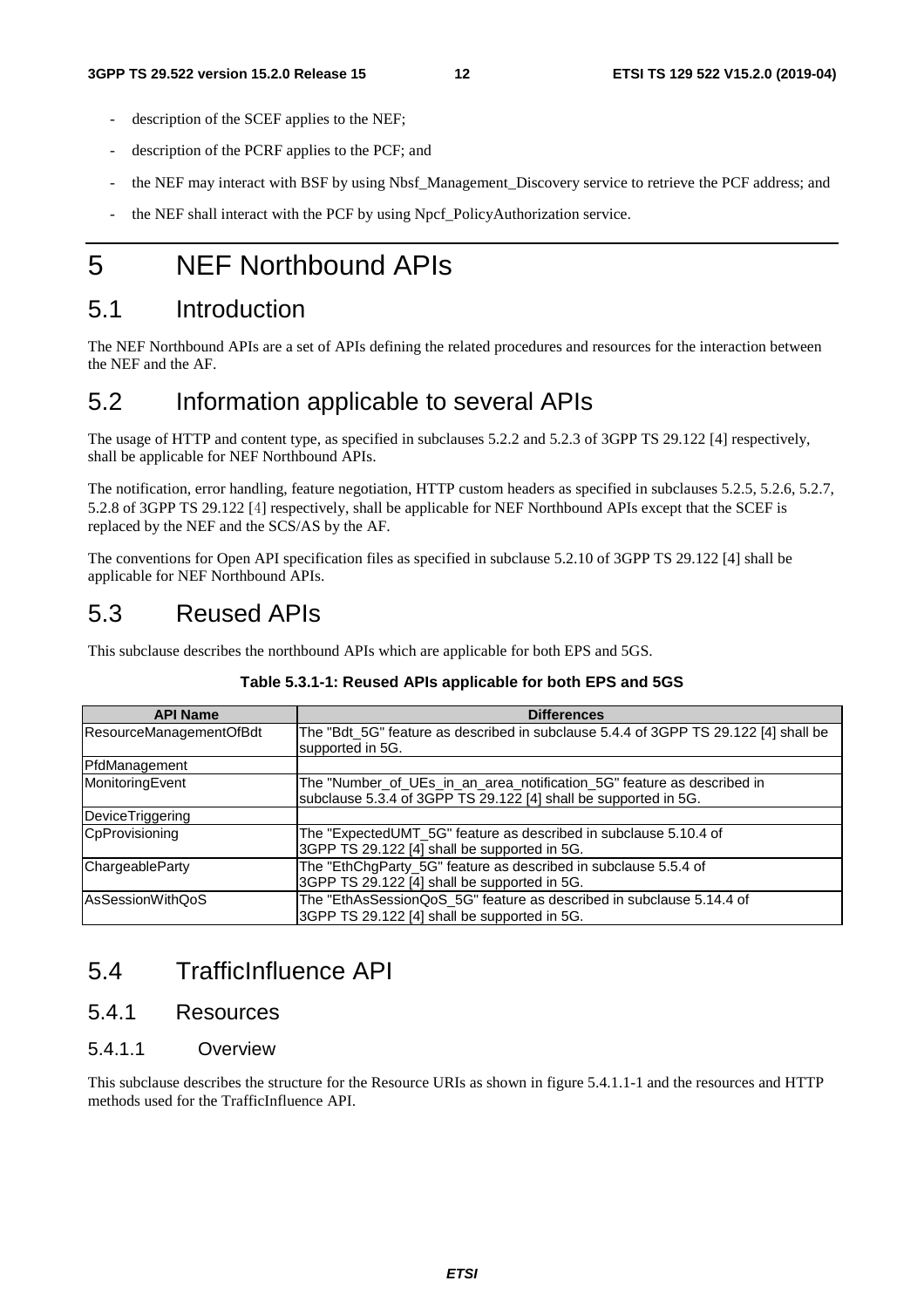- description of the SCEF applies to the NEF;
- description of the PCRF applies to the PCF; and
- the NEF may interact with BSF by using Nbsf_Management_Discovery service to retrieve the PCF address; and
- the NEF shall interact with the PCF by using Npcf_PolicyAuthorization service.

# 5 NEF Northbound APIs

## 5.1 Introduction

The NEF Northbound APIs are a set of APIs defining the related procedures and resources for the interaction between the NEF and the AF.

## 5.2 Information applicable to several APIs

The usage of HTTP and content type, as specified in subclauses 5.2.2 and 5.2.3 of 3GPP TS 29.122 [4] respectively, shall be applicable for NEF Northbound APIs.

The notification, error handling, feature negotiation, HTTP custom headers as specified in subclauses 5.2.5, 5.2.6, 5.2.7, 5.2.8 of 3GPP TS 29.122 [4] respectively, shall be applicable for NEF Northbound APIs except that the SCEF is replaced by the NEF and the SCS/AS by the AF.

The conventions for Open API specification files as specified in subclause 5.2.10 of 3GPP TS 29.122 [4] shall be applicable for NEF Northbound APIs.

## 5.3 Reused APIs

This subclause describes the northbound APIs which are applicable for both EPS and 5GS.

**Table 5.3.1-1: Reused APIs applicable for both EPS and 5GS**

| API Name | Differences |
|---|---|
| ResourceManagementOfBdt | The "Bdt_5G" feature as described in subclause 5.4.4 of 3GPP TS 29.122 [4] shall be supported in 5G. |
| PfdManagement | |
| MonitoringEvent | The "Number_of_UEs_in_an_area_notification_5G" feature as described in subclause 5.3.4 of 3GPP TS 29.122 [4] shall be supported in 5G. |
| DeviceTriggering | |
| CpProvisioning | The "ExpectedUMT_5G" feature as described in subclause 5.10.4 of 3GPP TS 29.122 [4] shall be supported in 5G. |
| ChargeableParty | The "EthChgParty_5G" feature as described in subclause 5.5.4 of 3GPP TS 29.122 [4] shall be supported in 5G. |
| AsSessionWithQoS | The "EthAsSessionQoS_5G" feature as described in subclause 5.14.4 of 3GPP TS 29.122 [4] shall be supported in 5G. |

## 5.4 TrafficInfluence API

### 5.4.1 Resources

#### 5.4.1.1 Overview

This subclause describes the structure for the Resource URIs as shown in figure 5.4.1.1-1 and the resources and HTTP methods used for the TrafficInfluence API.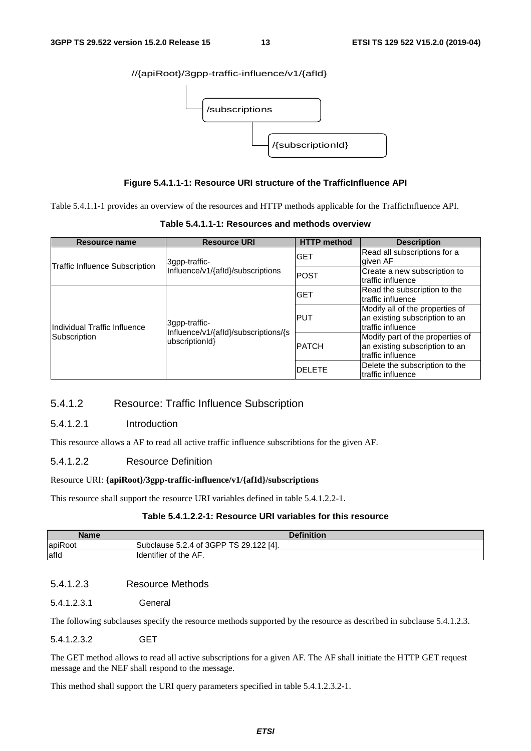//{apiRoot}/3gpp-traffic-influence/v1/{afId}

/subscriptions

/{subscriptionId}

**Figure 5.4.1.1-1: Resource URI structure of the TrafficInfluence API**

Table 5.4.1.1-1 provides an overview of the resources and HTTP methods applicable for the TrafficInfluence API.

**Table 5.4.1.1-1: Resources and methods overview**

| Resource name | Resource URI | HTTP method | Description |
|---|---|---|---|
| Traffic Influence Subscription | 3gpp-traffic-Influence/v1/{afId}/subscriptions | GET | Read all subscriptions for a given AF |
| | | POST | Create a new subscription to traffic influence |
| Individual Traffic Influence Subscription | 3gpp-traffic-Influence/v1/{afId}/subscriptions/{subscriptionId} | GET | Read the subscription to the traffic influence |
| | | PUT | Modify all of the properties of an existing subscription to an traffic influence |
| | | PATCH | Modify part of the properties of an existing subscription to an traffic influence |
| | | DELETE | Delete the subscription to the traffic influence |

## 5.4.1.2 Resource: Traffic Influence Subscription

### 5.4.1.2.1 Introduction

This resource allows a AF to read all active traffic influence subscribtions for the given AF.

### 5.4.1.2.2 Resource Definition

Resource URI: **{apiRoot}/3gpp-traffic-influence/v1/{afId}/subscriptions**

This resource shall support the resource URI variables defined in table 5.4.1.2.2-1.

**Table 5.4.1.2.2-1: Resource URI variables for this resource**

| Name | Definition |
|---|---|
| apiRoot | Subclause 5.2.4 of 3GPP TS 29.122 [4]. |
| afId | Identifier of the AF. |

### 5.4.1.2.3 Resource Methods

#### 5.4.1.2.3.1 General

The following subclauses specify the resource methods supported by the resource as described in subclause 5.4.1.2.3.

#### 5.4.1.2.3.2 GET

The GET method allows to read all active subscriptions for a given AF. The AF shall initiate the HTTP GET request message and the NEF shall respond to the message.

This method shall support the URI query parameters specified in table 5.4.1.2.3.2-1.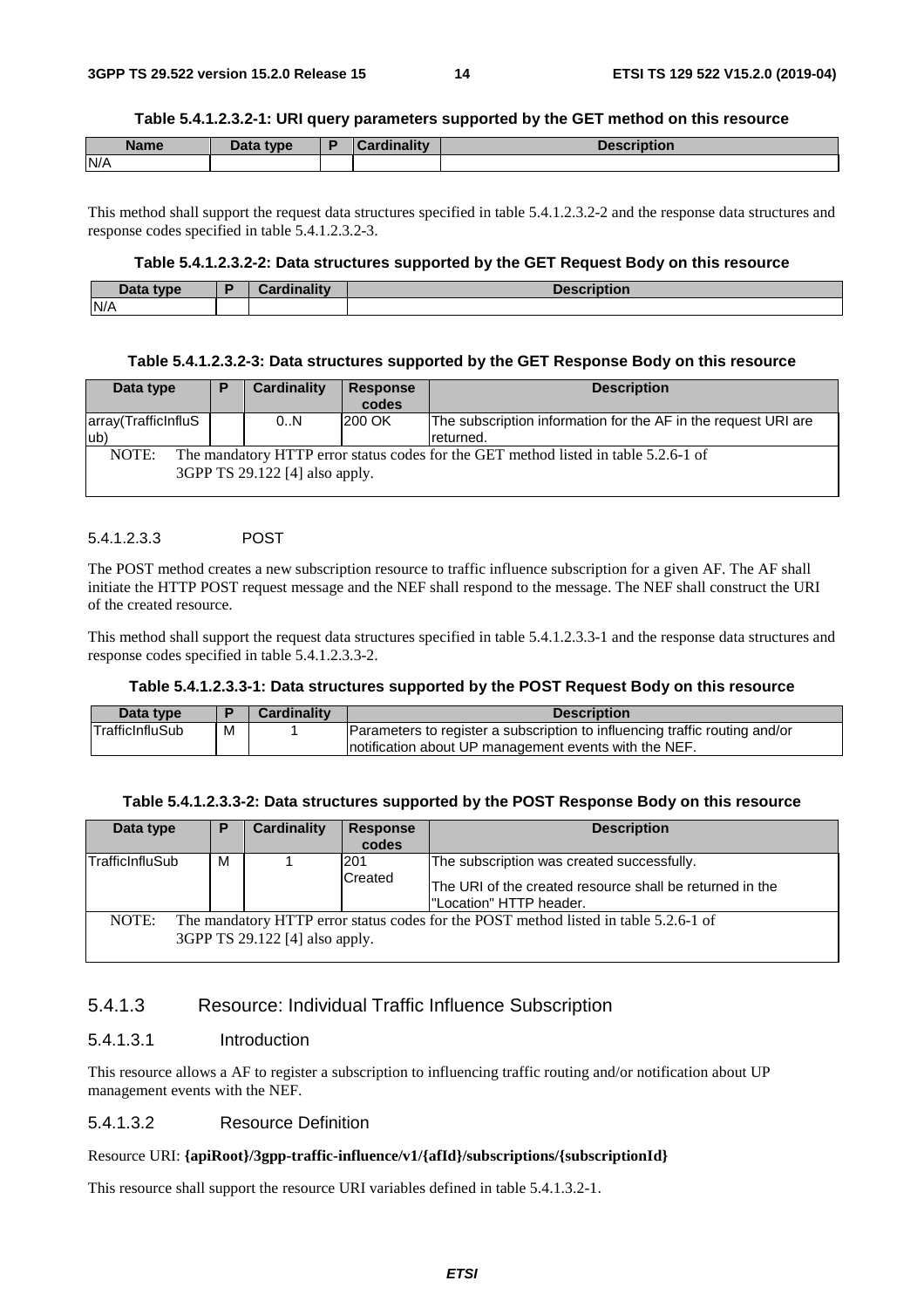**Table 5.4.1.2.3.2-1: URI query parameters supported by the GET method on this resource**

| Name | Data type | P | Cardinality | Description |
| --- | --- | --- | --- | --- |
| N/A | | | | |

This method shall support the request data structures specified in table 5.4.1.2.3.2-2 and the response data structures and response codes specified in table 5.4.1.2.3.2-3.

**Table 5.4.1.2.3.2-2: Data structures supported by the GET Request Body on this resource**

| Data type | P | Cardinality | Description |
| --- | --- | --- | --- |
| N/A | | | |

**Table 5.4.1.2.3.2-3: Data structures supported by the GET Response Body on this resource**

| Data type | P | Cardinality | Response codes | Description |
| --- | --- | --- | --- | --- |
| array(TrafficInfluSub) | | 0..N | 200 OK | The subscription information for the AF in the request URI are returned. |
| NOTE: The mandatory HTTP error status codes for the GET method listed in table 5.2.6-1 of 3GPP TS 29.122 [4] also apply. | | | | |

#### 5.4.1.2.3.3 POST

The POST method creates a new subscription resource to traffic influence subscription for a given AF. The AF shall initiate the HTTP POST request message and the NEF shall respond to the message. The NEF shall construct the URI of the created resource.

This method shall support the request data structures specified in table 5.4.1.2.3.3-1 and the response data structures and response codes specified in table 5.4.1.2.3.3-2.

**Table 5.4.1.2.3.3-1: Data structures supported by the POST Request Body on this resource**

| Data type | P | Cardinality | Description |
| --- | --- | --- | --- |
| TrafficInfluSub | M | 1 | Parameters to register a subscription to influencing traffic routing and/or notification about UP management events with the NEF. |

**Table 5.4.1.2.3.3-2: Data structures supported by the POST Response Body on this resource**

| Data type | P | Cardinality | Response codes | Description |
| --- | --- | --- | --- | --- |
| TrafficInfluSub | M | 1 | 201 Created | The subscription was created successfully.<br>The URI of the created resource shall be returned in the "Location" HTTP header. |
| NOTE: The mandatory HTTP error status codes for the POST method listed in table 5.2.6-1 of 3GPP TS 29.122 [4] also apply. | | | | |

### 5.4.1.3 Resource: Individual Traffic Influence Subscription

#### 5.4.1.3.1 Introduction

This resource allows a AF to register a subscription to influencing traffic routing and/or notification about UP management events with the NEF.

#### 5.4.1.3.2 Resource Definition

Resource URI: **{apiRoot}/3gpp-traffic-influence/v1/{afId}/subscriptions/{subscriptionId}**

This resource shall support the resource URI variables defined in table 5.4.1.3.2-1.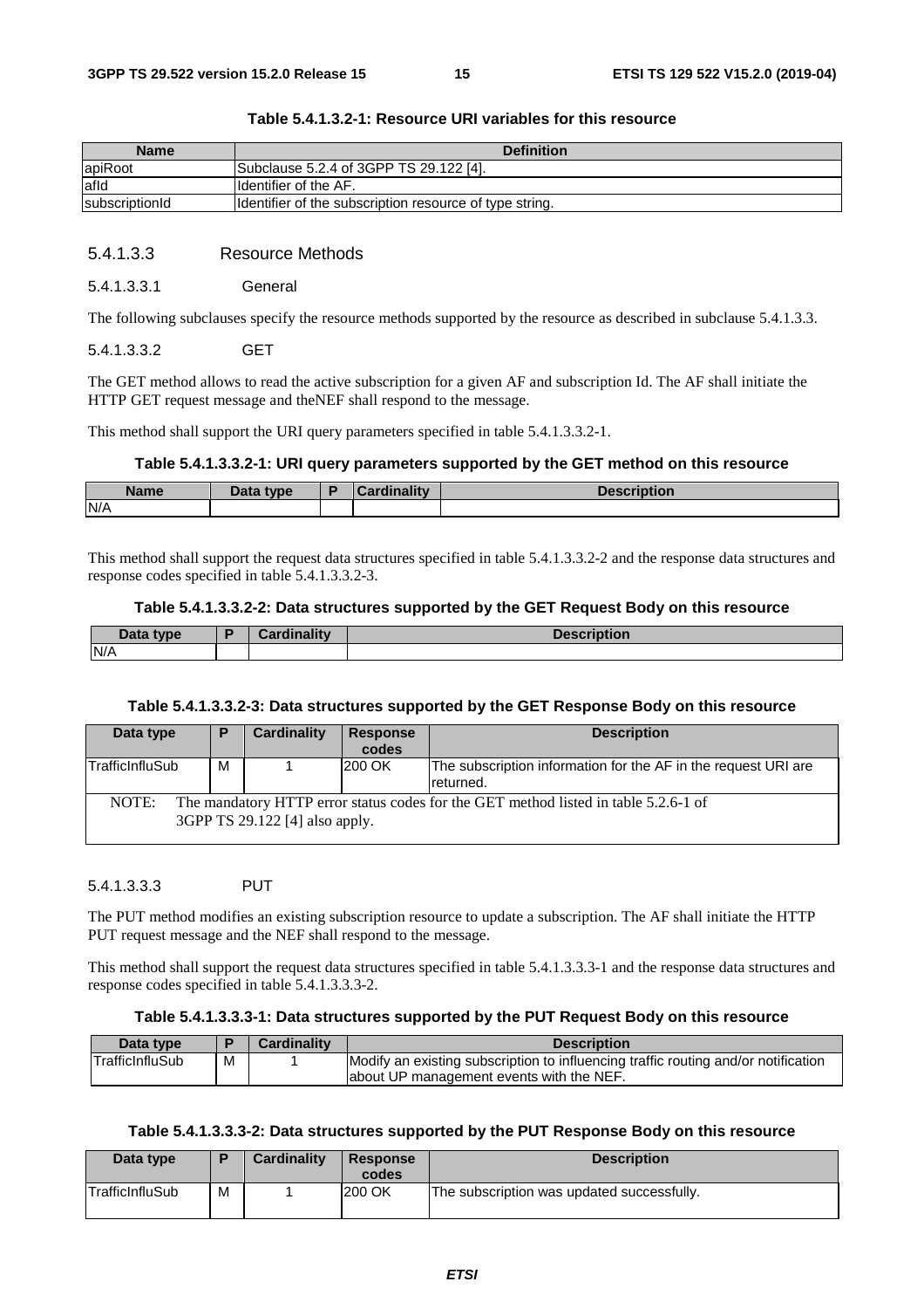**Table 5.4.1.3.2-1: Resource URI variables for this resource**

| Name | Definition |
|---|---|
| apiRoot | Subclause 5.2.4 of 3GPP TS 29.122 [4]. |
| afId | Identifier of the AF. |
| subscriptionId | Identifier of the subscription resource of type string. |

#### 5.4.1.3.3 Resource Methods

##### 5.4.1.3.3.1 General

The following subclauses specify the resource methods supported by the resource as described in subclause 5.4.1.3.3.

##### 5.4.1.3.3.2 GET

The GET method allows to read the active subscription for a given AF and subscription Id. The AF shall initiate the HTTP GET request message and theNEF shall respond to the message.

This method shall support the URI query parameters specified in table 5.4.1.3.3.2-1.

**Table 5.4.1.3.3.2-1: URI query parameters supported by the GET method on this resource**

| Name | Data type | P | Cardinality | Description |
|---|---|---|---|---|
| N/A | | | | |

This method shall support the request data structures specified in table 5.4.1.3.3.2-2 and the response data structures and response codes specified in table 5.4.1.3.3.2-3.

**Table 5.4.1.3.3.2-2: Data structures supported by the GET Request Body on this resource**

| Data type | P | Cardinality | Description |
|---|---|---|---|
| N/A | | | |

**Table 5.4.1.3.3.2-3: Data structures supported by the GET Response Body on this resource**

| Data type | P | Cardinality | Response codes | Description |
|---|---|---|---|---|
| TrafficInfluSub | M | 1 | 200 OK | The subscription information for the AF in the request URI are returned. |
| NOTE: The mandatory HTTP error status codes for the GET method listed in table 5.2.6-1 of 3GPP TS 29.122 [4] also apply. | | | | |

##### 5.4.1.3.3.3 PUT

The PUT method modifies an existing subscription resource to update a subscription. The AF shall initiate the HTTP PUT request message and the NEF shall respond to the message.

This method shall support the request data structures specified in table 5.4.1.3.3.3-1 and the response data structures and response codes specified in table 5.4.1.3.3.3-2.

**Table 5.4.1.3.3.3-1: Data structures supported by the PUT Request Body on this resource**

| Data type | P | Cardinality | Description |
|---|---|---|---|
| TrafficInfluSub | M | 1 | Modify an existing subscription to influencing traffic routing and/or notification about UP management events with the NEF. |

**Table 5.4.1.3.3.3-2: Data structures supported by the PUT Response Body on this resource**

| Data type | P | Cardinality | Response codes | Description |
|---|---|---|---|---|
| TrafficInfluSub | M | 1 | 200 OK | The subscription was updated successfully. |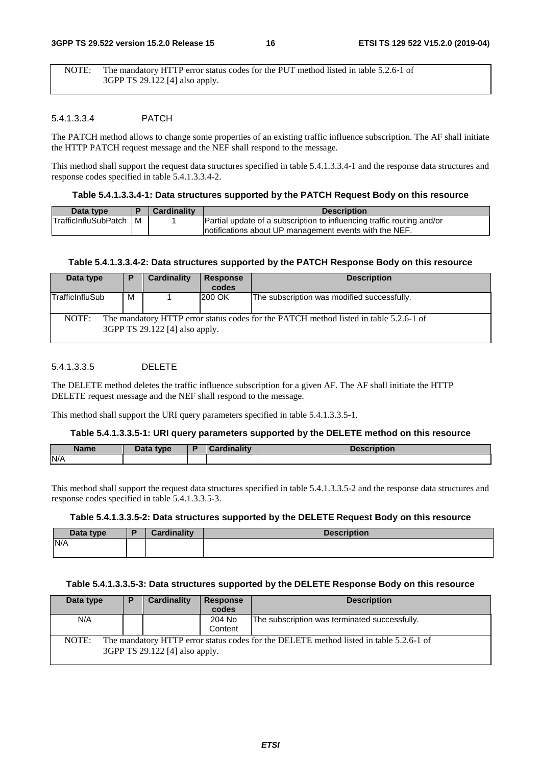| NOTE: | The mandatory HTTP error status codes for the PUT method listed in table 5.2.6-1 of 3GPP TS 29.122 [4] also apply. |
|---|---|

#### 5.4.1.3.3.4 PATCH

The PATCH method allows to change some properties of an existing traffic influence subscription. The AF shall initiate the HTTP PATCH request message and the NEF shall respond to the message.

This method shall support the request data structures specified in table 5.4.1.3.3.4-1 and the response data structures and response codes specified in table 5.4.1.3.3.4-2.

**Table 5.4.1.3.3.4-1: Data structures supported by the PATCH Request Body on this resource**

| Data type | P | Cardinality | Description |
|---|---|---|---|
| TrafficInfluSubPatch | M | 1 | Partial update of a subscription to influencing traffic routing and/or notifications about UP management events with the NEF. |

**Table 5.4.1.3.3.4-2: Data structures supported by the PATCH Response Body on this resource**

| Data type | P | Cardinality | Response codes | Description |
|---|---|---|---|---|
| TrafficInfluSub | M | 1 | 200 OK | The subscription was modified successfully. |
| NOTE: The mandatory HTTP error status codes for the PATCH method listed in table 5.2.6-1 of 3GPP TS 29.122 [4] also apply. | | | | |

#### 5.4.1.3.3.5 DELETE

The DELETE method deletes the traffic influence subscription for a given AF. The AF shall initiate the HTTP DELETE request message and the NEF shall respond to the message.

This method shall support the URI query parameters specified in table 5.4.1.3.3.5-1.

**Table 5.4.1.3.3.5-1: URI query parameters supported by the DELETE method on this resource**

| Name | Data type | P | Cardinality | Description |
|---|---|---|---|---|
| N/A | | | | |

This method shall support the request data structures specified in table 5.4.1.3.3.5-2 and the response data structures and response codes specified in table 5.4.1.3.3.5-3.

**Table 5.4.1.3.3.5-2: Data structures supported by the DELETE Request Body on this resource**

| Data type | P | Cardinality | Description |
|---|---|---|---|
| N/A | | | |

**Table 5.4.1.3.3.5-3: Data structures supported by the DELETE Response Body on this resource**

| Data type | P | Cardinality | Response codes | Description |
|---|---|---|---|---|
| N/A | | | 204 No Content | The subscription was terminated successfully. |
| NOTE: The mandatory HTTP error status codes for the DELETE method listed in table 5.2.6-1 of 3GPP TS 29.122 [4] also apply. | | | | |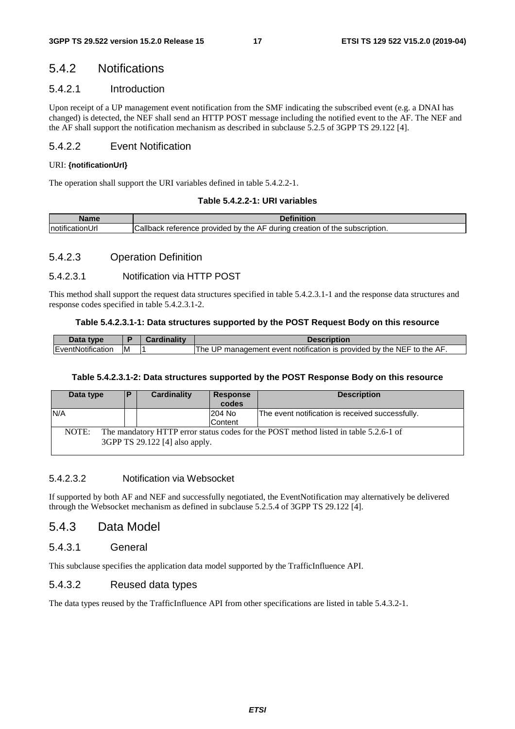## 5.4.2 Notifications

### 5.4.2.1 Introduction

Upon receipt of a UP management event notification from the SMF indicating the subscribed event (e.g. a DNAI has changed) is detected, the NEF shall send an HTTP POST message including the notified event to the AF. The NEF and the AF shall support the notification mechanism as described in subclause 5.2.5 of 3GPP TS 29.122 [4].

### 5.4.2.2 Event Notification

URI: **{notificationUrl}**

The operation shall support the URI variables defined in table 5.4.2.2-1.

**Table 5.4.2.2-1: URI variables**

| Name | Definition |
|---|---|
| notificationUrl | Callback reference provided by the AF during creation of the subscription. |

### 5.4.2.3 Operation Definition

#### 5.4.2.3.1 Notification via HTTP POST

This method shall support the request data structures specified in table 5.4.2.3.1-1 and the response data structures and response codes specified in table 5.4.2.3.1-2.

**Table 5.4.2.3.1-1: Data structures supported by the POST Request Body on this resource**

| Data type | P | Cardinality | Description |
|---|---|---|---|
| EventNotification | M | 1 | The UP management event notification is provided by the NEF to the AF. |

**Table 5.4.2.3.1-2: Data structures supported by the POST Response Body on this resource**

| Data type | P | Cardinality | Response codes | Description |
|---|---|---|---|---|
| N/A | | | 204 No Content | The event notification is received successfully. |
| NOTE: The mandatory HTTP error status codes for the POST method listed in table 5.2.6-1 of 3GPP TS 29.122 [4] also apply. | | | | |

#### 5.4.2.3.2 Notification via Websocket

If supported by both AF and NEF and successfully negotiated, the EventNotification may alternatively be delivered through the Websocket mechanism as defined in subclause 5.2.5.4 of 3GPP TS 29.122 [4].

## 5.4.3 Data Model

### 5.4.3.1 General

This subclause specifies the application data model supported by the TrafficInfluence API.

### 5.4.3.2 Reused data types

The data types reused by the TrafficInfluence API from other specifications are listed in table 5.4.3.2-1.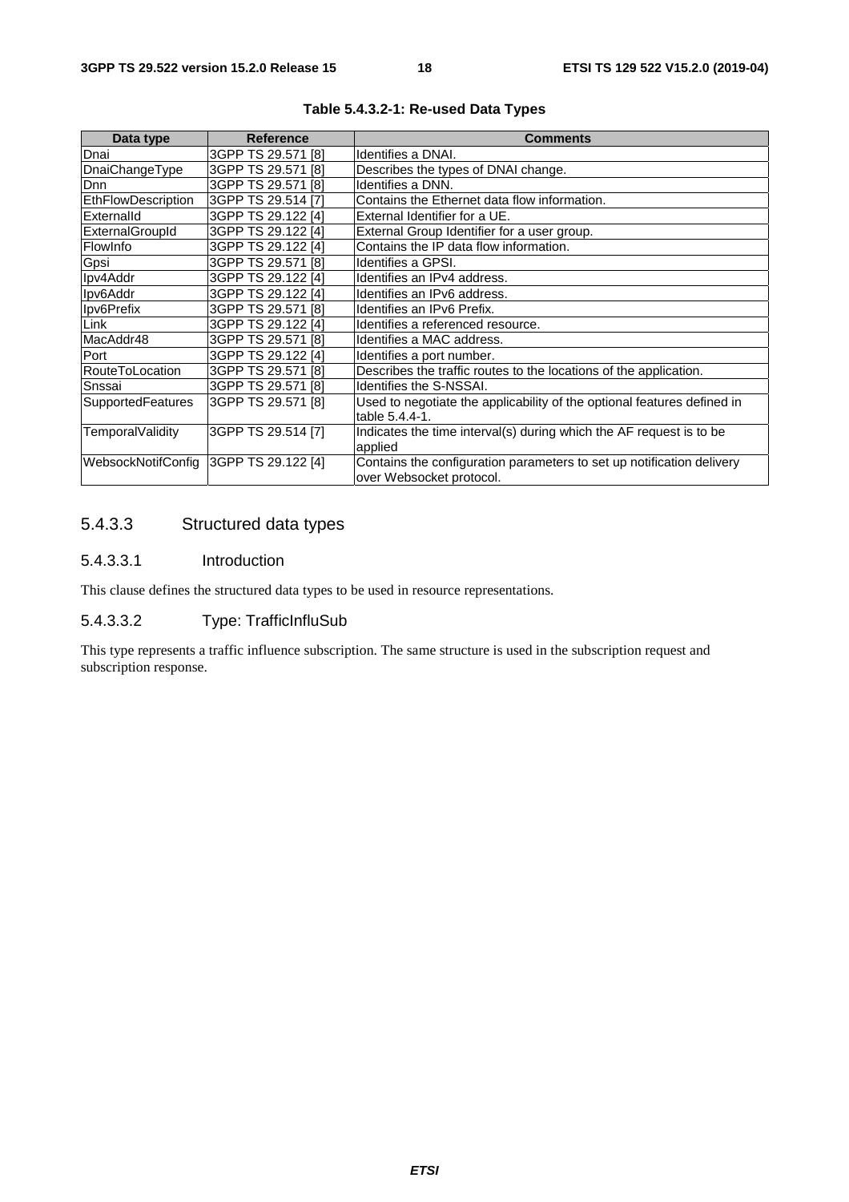**Table 5.4.3.2-1: Re-used Data Types**

| Data type | Reference | Comments |
|---|---|---|
| Dnai | 3GPP TS 29.571 [8] | Identifies a DNAI. |
| DnaiChangeType | 3GPP TS 29.571 [8] | Describes the types of DNAI change. |
| Dnn | 3GPP TS 29.571 [8] | Identifies a DNN. |
| EthFlowDescription | 3GPP TS 29.514 [7] | Contains the Ethernet data flow information. |
| ExternalId | 3GPP TS 29.122 [4] | External Identifier for a UE. |
| ExternalGroupId | 3GPP TS 29.122 [4] | External Group Identifier for a user group. |
| FlowInfo | 3GPP TS 29.122 [4] | Contains the IP data flow information. |
| Gpsi | 3GPP TS 29.571 [8] | Identifies a GPSI. |
| Ipv4Addr | 3GPP TS 29.122 [4] | Identifies an IPv4 address. |
| Ipv6Addr | 3GPP TS 29.122 [4] | Identifies an IPv6 address. |
| Ipv6Prefix | 3GPP TS 29.571 [8] | Identifies an IPv6 Prefix. |
| Link | 3GPP TS 29.122 [4] | Identifies a referenced resource. |
| MacAddr48 | 3GPP TS 29.571 [8] | Identifies a MAC address. |
| Port | 3GPP TS 29.122 [4] | Identifies a port number. |
| RouteToLocation | 3GPP TS 29.571 [8] | Describes the traffic routes to the locations of the application. |
| Snssai | 3GPP TS 29.571 [8] | Identifies the S-NSSAI. |
| SupportedFeatures | 3GPP TS 29.571 [8] | Used to negotiate the applicability of the optional features defined in table 5.4.4-1. |
| TemporalValidity | 3GPP TS 29.514 [7] | Indicates the time interval(s) during which the AF request is to be applied |
| WebsockNotifConfig | 3GPP TS 29.122 [4] | Contains the configuration parameters to set up notification delivery over Websocket protocol. |

### 5.4.3.3 Structured data types

#### 5.4.3.3.1 Introduction

This clause defines the structured data types to be used in resource representations.

#### 5.4.3.3.2 Type: TrafficInfluSub

This type represents a traffic influence subscription. The same structure is used in the subscription request and subscription response.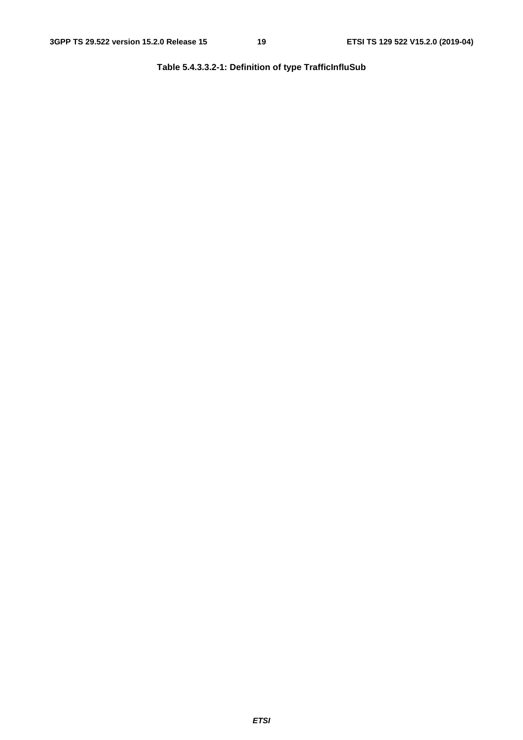**Table 5.4.3.3.2-1: Definition of type TrafficInfluSub**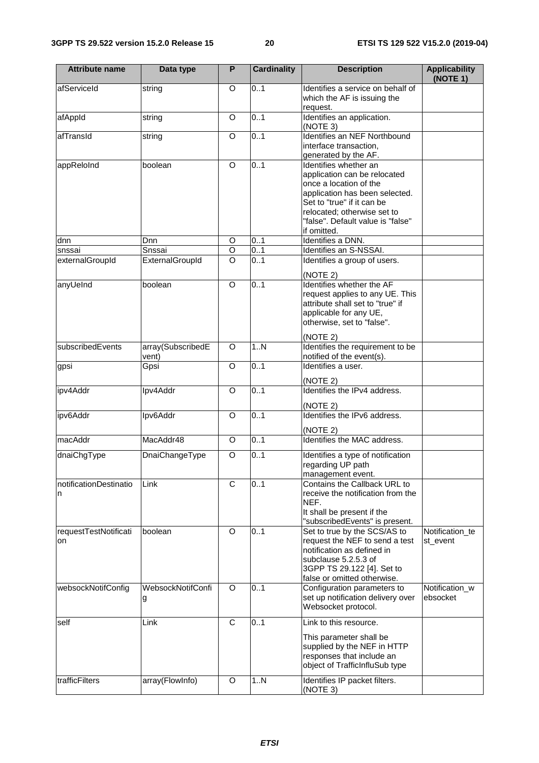| Attribute name | Data type | P | Cardinality | Description | Applicability (NOTE 1) |
| --- | --- | --- | --- | --- | --- |
| afServiceId | string | O | 0..1 | Identifies a service on behalf of which the AF is issuing the request. | |
| afAppId | string | O | 0..1 | Identifies an application. (NOTE 3) | |
| afTransId | string | O | 0..1 | Identifies an NEF Northbound interface transaction, generated by the AF. | |
| appReloInd | boolean | O | 0..1 | Identifies whether an application can be relocated once a location of the application has been selected. Set to "true" if it can be relocated; otherwise set to "false". Default value is "false" if omitted. | |
| dnn | Dnn | O | 0..1 | Identifies a DNN. | |
| snssai | Snssai | O | 0..1 | Identifies an S-NSSAI. | |
| externalGroupId | ExternalGroupId | O | 0..1 | Identifies a group of users. (NOTE 2) | |
| anyUeInd | boolean | O | 0..1 | Identifies whether the AF request applies to any UE. This attribute shall set to "true" if applicable for any UE, otherwise, set to "false". (NOTE 2) | |
| subscribedEvents | array(SubscribedEvent) | O | 1..N | Identifies the requirement to be notified of the event(s). | |
| gpsi | Gpsi | O | 0..1 | Identifies a user. (NOTE 2) | |
| ipv4Addr | Ipv4Addr | O | 0..1 | Identifies the IPv4 address. (NOTE 2) | |
| ipv6Addr | Ipv6Addr | O | 0..1 | Identifies the IPv6 address. (NOTE 2) | |
| macAddr | MacAddr48 | O | 0..1 | Identifies the MAC address. | |
| dnaiChgType | DnaiChangeType | O | 0..1 | Identifies a type of notification regarding UP path management event. | |
| notificationDestination | Link | C | 0..1 | Contains the Callback URL to receive the notification from the NEF. It shall be present if the "subscribedEvents" is present. | |
| requestTestNotification | boolean | O | 0..1 | Set to true by the SCS/AS to request the NEF to send a test notification as defined in subclause 5.2.5.3 of 3GPP TS 29.122 [4]. Set to false or omitted otherwise. | Notification_test_event |
| websockNotifConfig | WebsockNotifConfig | O | 0..1 | Configuration parameters to set up notification delivery over Websocket protocol. | Notification_websocket |
| self | Link | C | 0..1 | Link to this resource. This parameter shall be supplied by the NEF in HTTP responses that include an object of TrafficInfluSub type | |
| trafficFilters | array(FlowInfo) | O | 1..N | Identifies IP packet filters. (NOTE 3) | |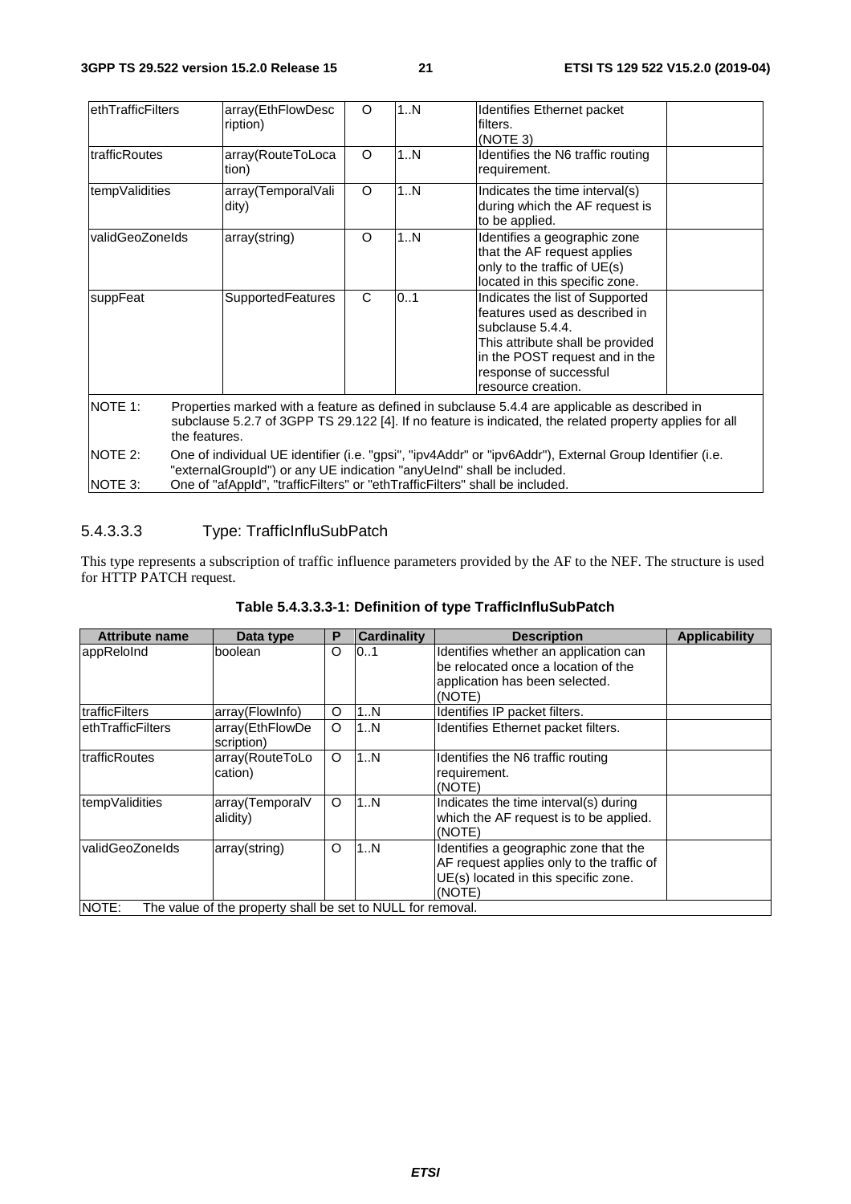| ethTrafficFilters | array(EthFlowDescription) | O | 1..N | Identifies Ethernet packet filters. (NOTE 3) | |
|---|---|---|---|---|---|
| trafficRoutes | array(RouteToLocation) | O | 1..N | Identifies the N6 traffic routing requirement. | |
| tempValidities | array(TemporalValidity) | O | 1..N | Indicates the time interval(s) during which the AF request is to be applied. | |
| validGeoZoneIds | array(string) | O | 1..N | Identifies a geographic zone that the AF request applies only to the traffic of UE(s) located in this specific zone. | |
| suppFeat | SupportedFeatures | C | 0..1 | Indicates the list of Supported features used as described in subclause 5.4.4. This attribute shall be provided in the POST request and in the response of successful resource creation. | |
| NOTE 1: Properties marked with a feature as defined in subclause 5.4.4 are applicable as described in subclause 5.2.7 of 3GPP TS 29.122 [4]. If no feature is indicated, the related property applies for all the features. | | | | | |
| NOTE 2: One of individual UE identifier (i.e. "gpsi", "ipv4Addr" or "ipv6Addr"), External Group Identifier (i.e. "externalGroupId") or any UE indication "anyUeInd" shall be included. | | | | | |
| NOTE 3: One of "afAppId", "trafficFilters" or "ethTrafficFilters" shall be included. | | | | | |

#### 5.4.3.3.3 Type: TrafficInfluSubPatch

This type represents a subscription of traffic influence parameters provided by the AF to the NEF. The structure is used for HTTP PATCH request.

**Table 5.4.3.3.3-1: Definition of type TrafficInfluSubPatch**

| Attribute name | Data type | P | Cardinality | Description | Applicability |
|---|---|---|---|---|---|
| appReloInd | boolean | O | 0..1 | Identifies whether an application can be relocated once a location of the application has been selected. (NOTE) | |
| trafficFilters | array(FlowInfo) | O | 1..N | Identifies IP packet filters. | |
| ethTrafficFilters | array(EthFlowDescription) | O | 1..N | Identifies Ethernet packet filters. | |
| trafficRoutes | array(RouteToLocation) | O | 1..N | Identifies the N6 traffic routing requirement. (NOTE) | |
| tempValidities | array(TemporalValidity) | O | 1..N | Indicates the time interval(s) during which the AF request is to be applied. (NOTE) | |
| validGeoZoneIds | array(string) | O | 1..N | Identifies a geographic zone that the AF request applies only to the traffic of UE(s) located in this specific zone. (NOTE) | |
| NOTE: The value of the property shall be set to NULL for removal. | | | | | |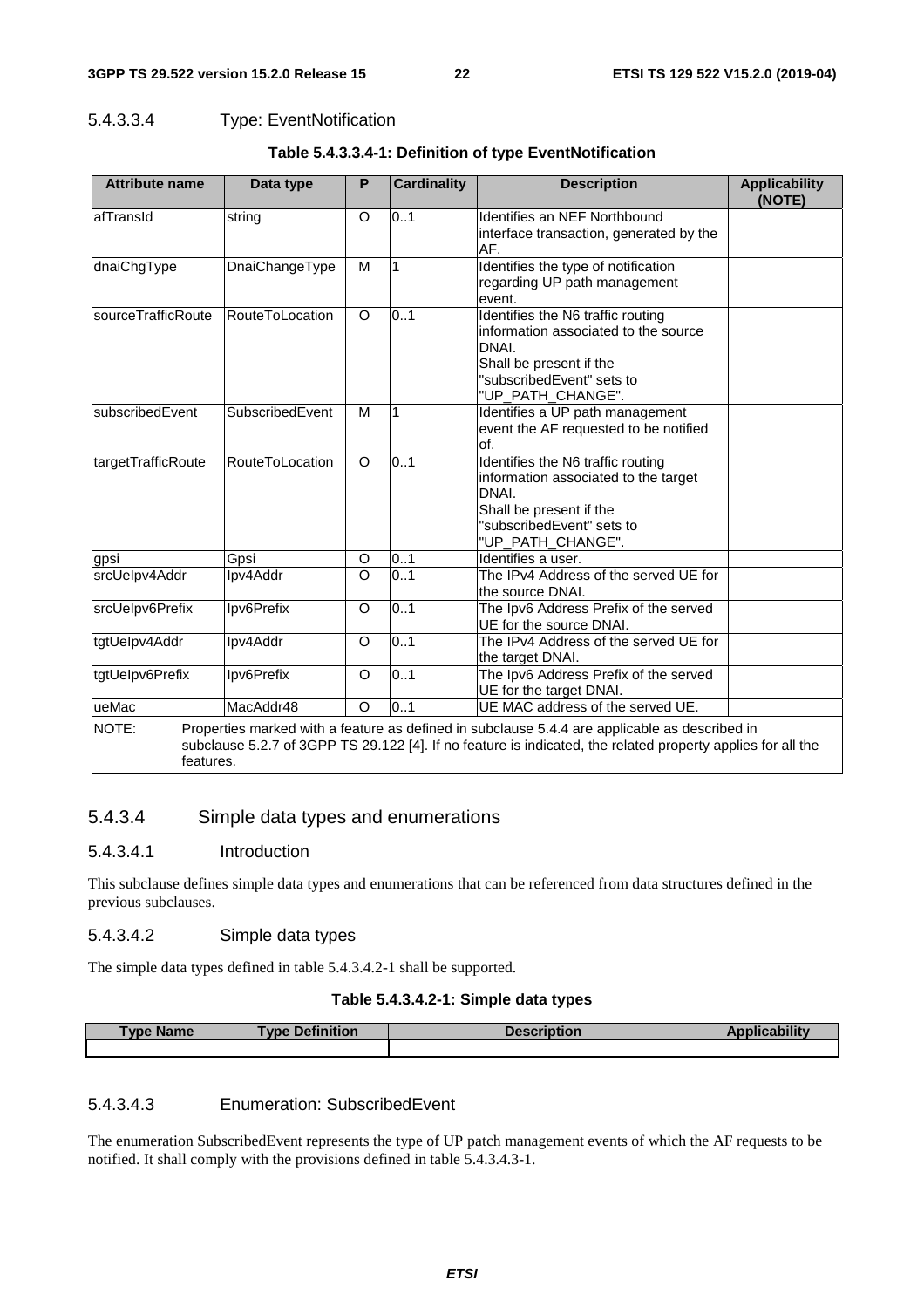#### 5.4.3.3.4 Type: EventNotification

**Table 5.4.3.3.4-1: Definition of type EventNotification**

| Attribute name | Data type | P | Cardinality | Description | Applicability (NOTE) |
|---|---|---|---|---|---|
| afTransId | string | O | 0..1 | Identifies an NEF Northbound interface transaction, generated by the AF. | |
| dnaiChgType | DnaiChangeType | M | 1 | Identifies the type of notification regarding UP path management event. | |
| sourceTrafficRoute | RouteToLocation | O | 0..1 | Identifies the N6 traffic routing information associated to the source DNAI.<br>Shall be present if the "subscribedEvent" sets to "UP_PATH_CHANGE". | |
| subscribedEvent | SubscribedEvent | M | 1 | Identifies a UP path management event the AF requested to be notified of. | |
| targetTrafficRoute | RouteToLocation | O | 0..1 | Identifies the N6 traffic routing information associated to the target DNAI.<br>Shall be present if the "subscribedEvent" sets to "UP_PATH_CHANGE". | |
| gpsi | Gpsi | O | 0..1 | Identifies a user. | |
| srcUeIpv4Addr | Ipv4Addr | O | 0..1 | The IPv4 Address of the served UE for the source DNAI. | |
| srcUeIpv6Prefix | Ipv6Prefix | O | 0..1 | The Ipv6 Address Prefix of the served UE for the source DNAI. | |
| tgtUeIpv4Addr | Ipv4Addr | O | 0..1 | The IPv4 Address of the served UE for the target DNAI. | |
| tgtUeIpv6Prefix | Ipv6Prefix | O | 0..1 | The Ipv6 Address Prefix of the served UE for the target DNAI. | |
| ueMac | MacAddr48 | O | 0..1 | UE MAC address of the served UE. | |
| NOTE: Properties marked with a feature as defined in subclause 5.4.4 are applicable as described in subclause 5.2.7 of 3GPP TS 29.122 [4]. If no feature is indicated, the related property applies for all the features. | | | | | |

### 5.4.3.4 Simple data types and enumerations

#### 5.4.3.4.1 Introduction

This subclause defines simple data types and enumerations that can be referenced from data structures defined in the previous subclauses.

#### 5.4.3.4.2 Simple data types

The simple data types defined in table 5.4.3.4.2-1 shall be supported.

**Table 5.4.3.4.2-1: Simple data types**

| Type Name | Type Definition | Description | Applicability |
|---|---|---|---|
| | | | |

#### 5.4.3.4.3 Enumeration: SubscribedEvent

The enumeration SubscribedEvent represents the type of UP patch management events of which the AF requests to be notified. It shall comply with the provisions defined in table 5.4.3.4.3-1.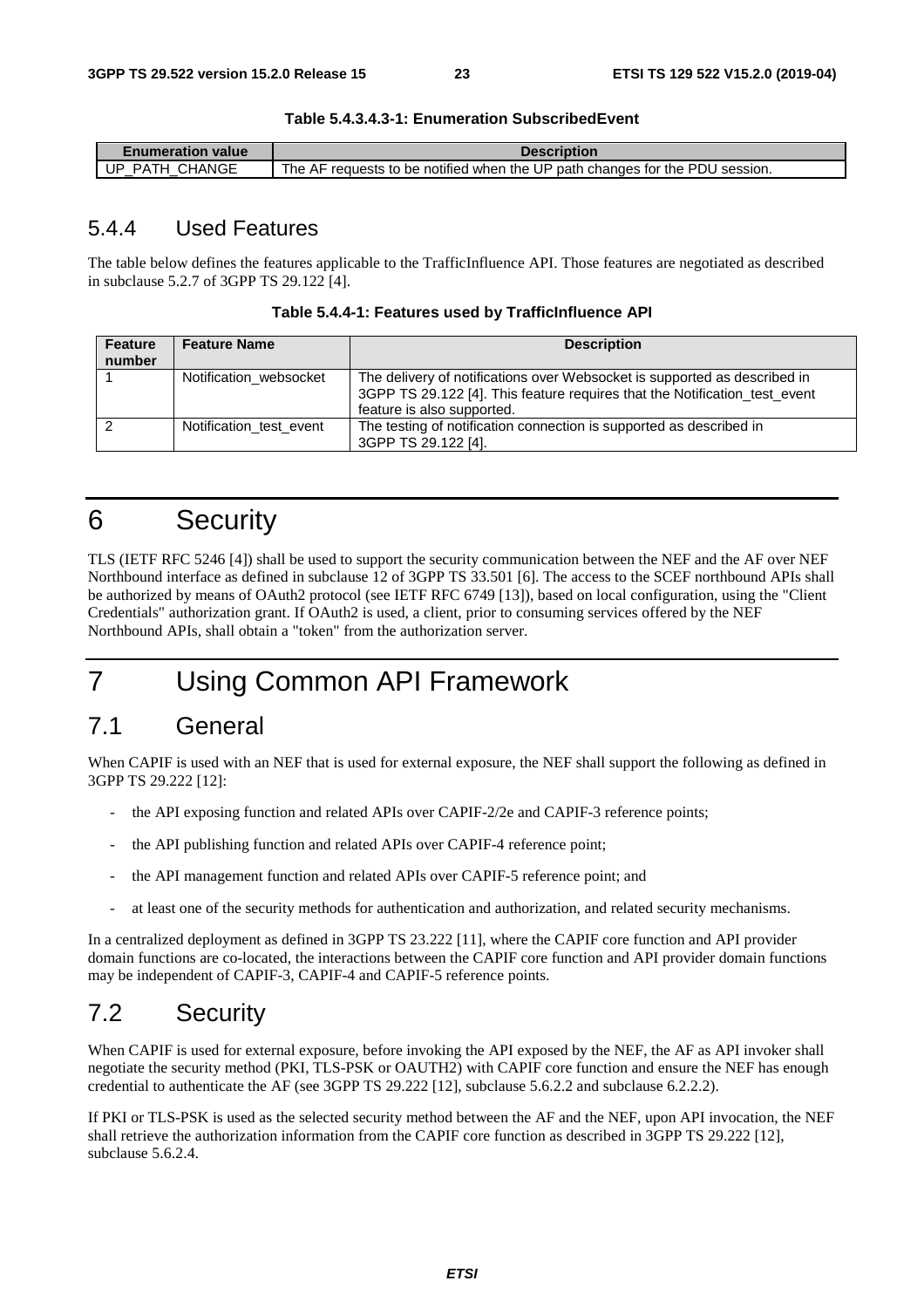**Table 5.4.3.4.3-1: Enumeration SubscribedEvent**

| Enumeration value | Description |
| --- | --- |
| UP_PATH_CHANGE | The AF requests to be notified when the UP path changes for the PDU session. |

### 5.4.4 Used Features

The table below defines the features applicable to the TrafficInfluence API. Those features are negotiated as described in subclause 5.2.7 of 3GPP TS 29.122 [4].

**Table 5.4.4-1: Features used by TrafficInfluence API**

| Feature number | Feature Name | Description |
| --- | --- | --- |
| 1 | Notification_websocket | The delivery of notifications over Websocket is supported as described in 3GPP TS 29.122 [4]. This feature requires that the Notification_test_event feature is also supported. |
| 2 | Notification_test_event | The testing of notification connection is supported as described in 3GPP TS 29.122 [4]. |

# 6 Security

TLS (IETF RFC 5246 [4]) shall be used to support the security communication between the NEF and the AF over NEF Northbound interface as defined in subclause 12 of 3GPP TS 33.501 [6]. The access to the SCEF northbound APIs shall be authorized by means of OAuth2 protocol (see IETF RFC 6749 [13]), based on local configuration, using the "Client Credentials" authorization grant. If OAuth2 is used, a client, prior to consuming services offered by the NEF Northbound APIs, shall obtain a "token" from the authorization server.

# 7 Using Common API Framework

## 7.1 General

When CAPIF is used with an NEF that is used for external exposure, the NEF shall support the following as defined in 3GPP TS 29.222 [12]:

- the API exposing function and related APIs over CAPIF-2/2e and CAPIF-3 reference points;
- the API publishing function and related APIs over CAPIF-4 reference point;
- the API management function and related APIs over CAPIF-5 reference point; and
- at least one of the security methods for authentication and authorization, and related security mechanisms.

In a centralized deployment as defined in 3GPP TS 23.222 [11], where the CAPIF core function and API provider domain functions are co-located, the interactions between the CAPIF core function and API provider domain functions may be independent of CAPIF-3, CAPIF-4 and CAPIF-5 reference points.

## 7.2 Security

When CAPIF is used for external exposure, before invoking the API exposed by the NEF, the AF as API invoker shall negotiate the security method (PKI, TLS-PSK or OAUTH2) with CAPIF core function and ensure the NEF has enough credential to authenticate the AF (see 3GPP TS 29.222 [12], subclause 5.6.2.2 and subclause 6.2.2.2).

If PKI or TLS-PSK is used as the selected security method between the AF and the NEF, upon API invocation, the NEF shall retrieve the authorization information from the CAPIF core function as described in 3GPP TS 29.222 [12], subclause 5.6.2.4.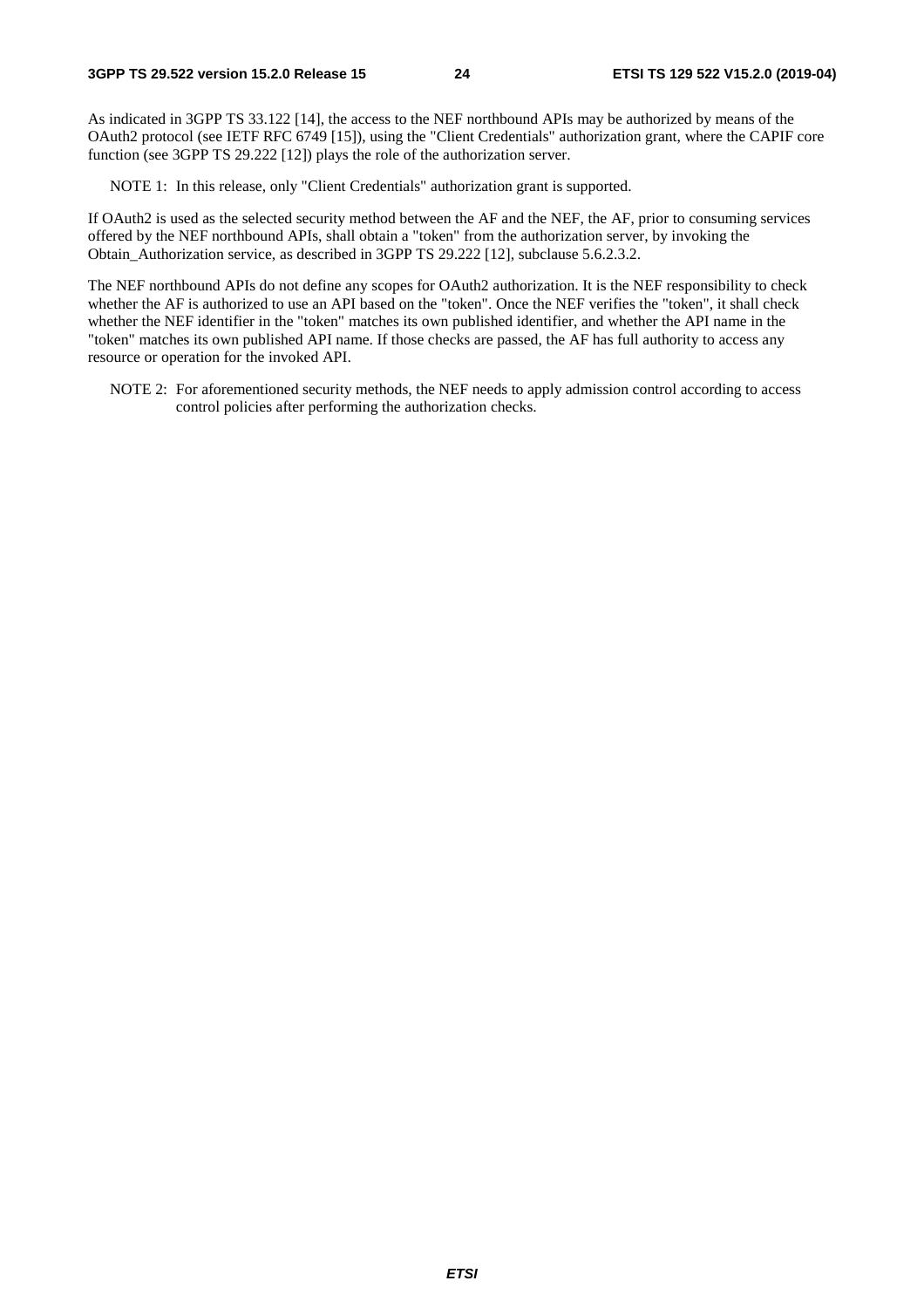As indicated in 3GPP TS 33.122 [14], the access to the NEF northbound APIs may be authorized by means of the OAuth2 protocol (see IETF RFC 6749 [15]), using the "Client Credentials" authorization grant, where the CAPIF core function (see 3GPP TS 29.222 [12]) plays the role of the authorization server.

NOTE 1: In this release, only "Client Credentials" authorization grant is supported.

If OAuth2 is used as the selected security method between the AF and the NEF, the AF, prior to consuming services offered by the NEF northbound APIs, shall obtain a "token" from the authorization server, by invoking the Obtain_Authorization service, as described in 3GPP TS 29.222 [12], subclause 5.6.2.3.2.

The NEF northbound APIs do not define any scopes for OAuth2 authorization. It is the NEF responsibility to check whether the AF is authorized to use an API based on the "token". Once the NEF verifies the "token", it shall check whether the NEF identifier in the "token" matches its own published identifier, and whether the API name in the "token" matches its own published API name. If those checks are passed, the AF has full authority to access any resource or operation for the invoked API.

NOTE 2: For aforementioned security methods, the NEF needs to apply admission control according to access control policies after performing the authorization checks.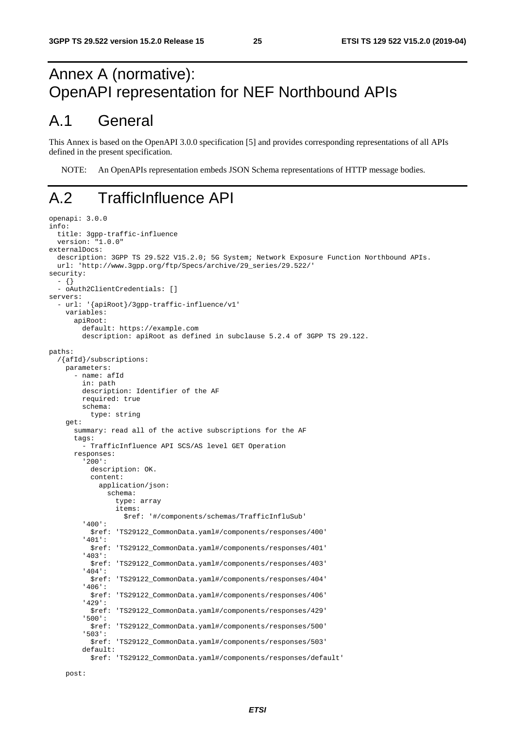# Annex A (normative): OpenAPI representation for NEF Northbound APIs

## A.1 General

This Annex is based on the OpenAPI 3.0.0 specification [5] and provides corresponding representations of all APIs defined in the present specification.

NOTE: An OpenAPIs representation embeds JSON Schema representations of HTTP message bodies.

## A.2 TrafficInfluence API

```
openapi: 3.0.0
info:
  title: 3gpp-traffic-influence
  version: "1.0.0"
externalDocs:
  description: 3GPP TS 29.522 V15.2.0; 5G System; Network Exposure Function Northbound APIs.
  url: 'http://www.3gpp.org/ftp/Specs/archive/29_series/29.522/'
security:
  - {}
  - oAuth2ClientCredentials: []
servers:
  - url: '{apiRoot}/3gpp-traffic-influence/v1'
    variables:
      apiRoot:
        default: https://example.com
        description: apiRoot as defined in subclause 5.2.4 of 3GPP TS 29.122.

paths:
  /{afId}/subscriptions:
    parameters:
      - name: afId
        in: path
        description: Identifier of the AF
        required: true
        schema:
          type: string
    get:
      summary: read all of the active subscriptions for the AF
      tags:
        - TrafficInfluence API SCS/AS level GET Operation
      responses:
        '200':
          description: OK.
          content:
            application/json:
              schema:
                type: array
                items:
                  $ref: '#/components/schemas/TrafficInfluSub'
        '400':
          $ref: 'TS29122_CommonData.yaml#/components/responses/400'
        '401':
          $ref: 'TS29122_CommonData.yaml#/components/responses/401'
        '403':
          $ref: 'TS29122_CommonData.yaml#/components/responses/403'
        '404':
          $ref: 'TS29122_CommonData.yaml#/components/responses/404'
        '406':
          $ref: 'TS29122_CommonData.yaml#/components/responses/406'
        '429':
          $ref: 'TS29122_CommonData.yaml#/components/responses/429'
        '500':
          $ref: 'TS29122_CommonData.yaml#/components/responses/500'
        '503':
          $ref: 'TS29122_CommonData.yaml#/components/responses/503'
        default:
          $ref: 'TS29122_CommonData.yaml#/components/responses/default'

    post:
```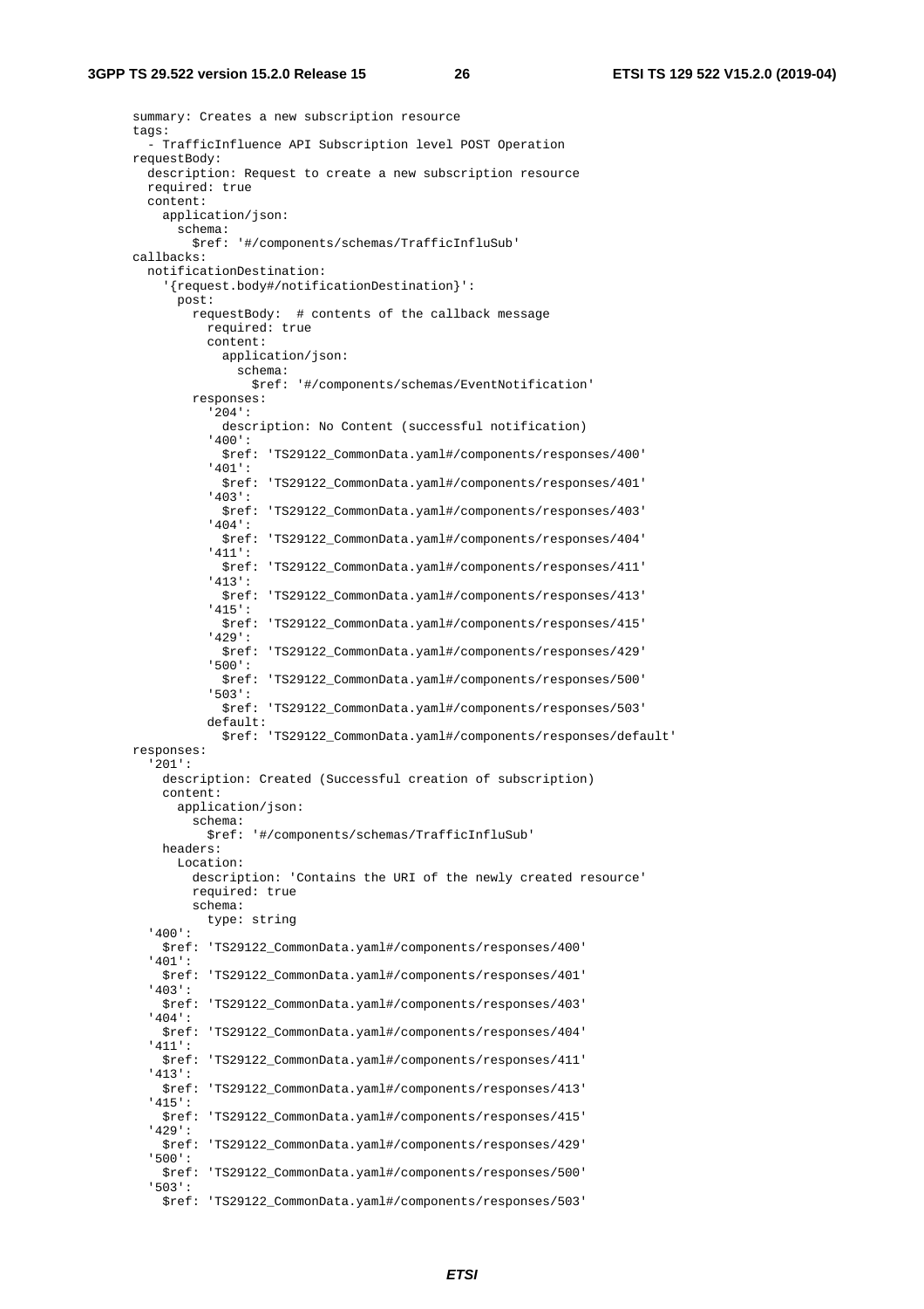```
      summary: Creates a new subscription resource
      tags:
        - TrafficInfluence API Subscription level POST Operation
      requestBody:
        description: Request to create a new subscription resource
        required: true
        content:
          application/json:
            schema:
              $ref: '#/components/schemas/TrafficInfluSub'
      callbacks:
        notificationDestination:
          '{request.body#/notificationDestination}':
            post:
              requestBody:  # contents of the callback message
                required: true
                content:
                  application/json:
                    schema:
                      $ref: '#/components/schemas/EventNotification'
              responses:
                '204':
                  description: No Content (successful notification)
                '400':
                  $ref: 'TS29122_CommonData.yaml#/components/responses/400'
                '401':
                  $ref: 'TS29122_CommonData.yaml#/components/responses/401'
                '403':
                  $ref: 'TS29122_CommonData.yaml#/components/responses/403'
                '404':
                  $ref: 'TS29122_CommonData.yaml#/components/responses/404'
                '411':
                  $ref: 'TS29122_CommonData.yaml#/components/responses/411'
                '413':
                  $ref: 'TS29122_CommonData.yaml#/components/responses/413'
                '415':
                  $ref: 'TS29122_CommonData.yaml#/components/responses/415'
                '429':
                  $ref: 'TS29122_CommonData.yaml#/components/responses/429'
                '500':
                  $ref: 'TS29122_CommonData.yaml#/components/responses/500'
                '503':
                  $ref: 'TS29122_CommonData.yaml#/components/responses/503'
                default:
                  $ref: 'TS29122_CommonData.yaml#/components/responses/default'
      responses:
        '201':
          description: Created (Successful creation of subscription)
          content:
            application/json:
              schema:
                $ref: '#/components/schemas/TrafficInfluSub'
          headers:
            Location:
              description: 'Contains the URI of the newly created resource'
              required: true
              schema:
                type: string
        '400':
          $ref: 'TS29122_CommonData.yaml#/components/responses/400'
        '401':
          $ref: 'TS29122_CommonData.yaml#/components/responses/401'
        '403':
          $ref: 'TS29122_CommonData.yaml#/components/responses/403'
        '404':
          $ref: 'TS29122_CommonData.yaml#/components/responses/404'
        '411':
          $ref: 'TS29122_CommonData.yaml#/components/responses/411'
        '413':
          $ref: 'TS29122_CommonData.yaml#/components/responses/413'
        '415':
          $ref: 'TS29122_CommonData.yaml#/components/responses/415'
        '429':
          $ref: 'TS29122_CommonData.yaml#/components/responses/429'
        '500':
          $ref: 'TS29122_CommonData.yaml#/components/responses/500'
        '503':
          $ref: 'TS29122_CommonData.yaml#/components/responses/503'
```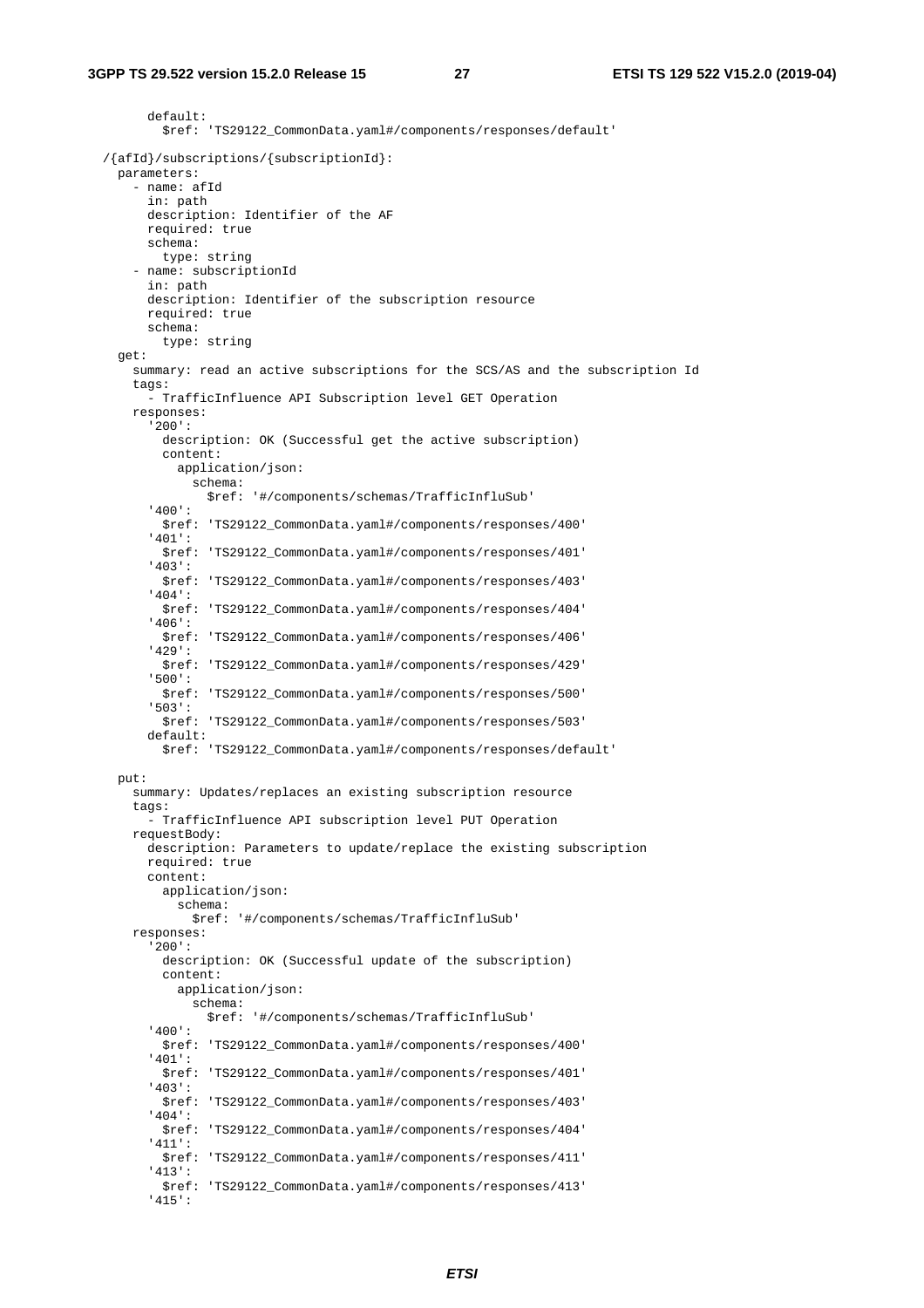```
        default:
          $ref: 'TS29122_CommonData.yaml#/components/responses/default'

  /{afId}/subscriptions/{subscriptionId}:
    parameters:
      - name: afId
        in: path
        description: Identifier of the AF
        required: true
        schema:
          type: string
      - name: subscriptionId
        in: path
        description: Identifier of the subscription resource
        required: true
        schema:
          type: string
    get:
      summary: read an active subscriptions for the SCS/AS and the subscription Id
      tags:
        - TrafficInfluence API Subscription level GET Operation
      responses:
        '200':
          description: OK (Successful get the active subscription)
          content:
            application/json:
              schema:
                $ref: '#/components/schemas/TrafficInfluSub'
        '400':
          $ref: 'TS29122_CommonData.yaml#/components/responses/400'
        '401':
          $ref: 'TS29122_CommonData.yaml#/components/responses/401'
        '403':
          $ref: 'TS29122_CommonData.yaml#/components/responses/403'
        '404':
          $ref: 'TS29122_CommonData.yaml#/components/responses/404'
        '406':
          $ref: 'TS29122_CommonData.yaml#/components/responses/406'
        '429':
          $ref: 'TS29122_CommonData.yaml#/components/responses/429'
        '500':
          $ref: 'TS29122_CommonData.yaml#/components/responses/500'
        '503':
          $ref: 'TS29122_CommonData.yaml#/components/responses/503'
        default:
          $ref: 'TS29122_CommonData.yaml#/components/responses/default'

    put:
      summary: Updates/replaces an existing subscription resource
      tags:
        - TrafficInfluence API subscription level PUT Operation
      requestBody:
        description: Parameters to update/replace the existing subscription
        required: true
        content:
          application/json:
            schema:
              $ref: '#/components/schemas/TrafficInfluSub'
      responses:
        '200':
          description: OK (Successful update of the subscription)
          content:
            application/json:
              schema:
                $ref: '#/components/schemas/TrafficInfluSub'
        '400':
          $ref: 'TS29122_CommonData.yaml#/components/responses/400'
        '401':
          $ref: 'TS29122_CommonData.yaml#/components/responses/401'
        '403':
          $ref: 'TS29122_CommonData.yaml#/components/responses/403'
        '404':
          $ref: 'TS29122_CommonData.yaml#/components/responses/404'
        '411':
          $ref: 'TS29122_CommonData.yaml#/components/responses/411'
        '413':
          $ref: 'TS29122_CommonData.yaml#/components/responses/413'
        '415':
```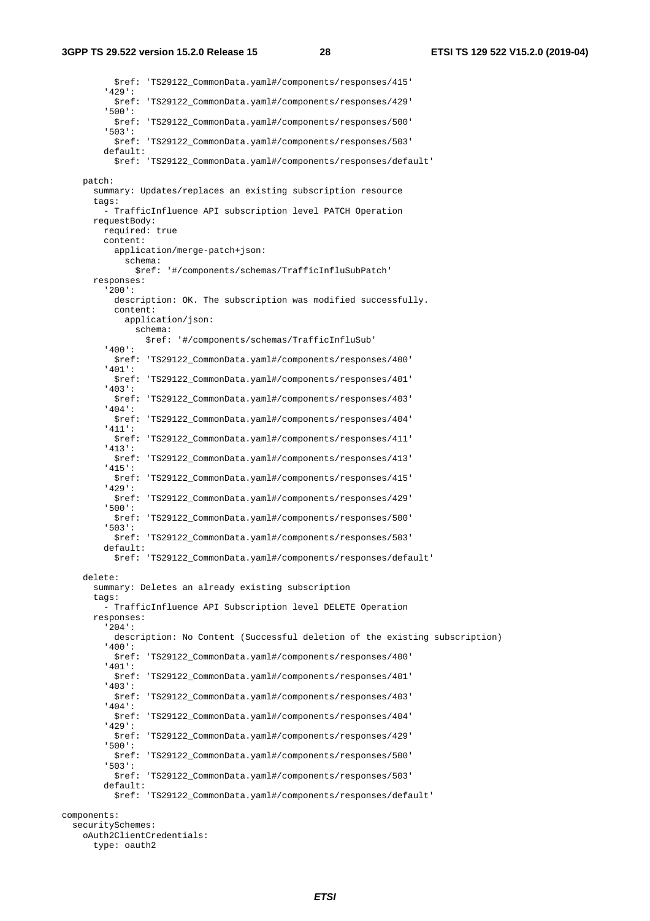```
          $ref: 'TS29122_CommonData.yaml#/components/responses/415'
        '429':
          $ref: 'TS29122_CommonData.yaml#/components/responses/429'
        '500':
          $ref: 'TS29122_CommonData.yaml#/components/responses/500'
        '503':
          $ref: 'TS29122_CommonData.yaml#/components/responses/503'
        default:
          $ref: 'TS29122_CommonData.yaml#/components/responses/default'

    patch:
      summary: Updates/replaces an existing subscription resource
      tags:
        - TrafficInfluence API subscription level PATCH Operation
      requestBody:
        required: true
        content:
          application/merge-patch+json:
            schema:
              $ref: '#/components/schemas/TrafficInfluSubPatch'
      responses:
        '200':
          description: OK. The subscription was modified successfully.
          content:
            application/json:
              schema:
                $ref: '#/components/schemas/TrafficInfluSub'
        '400':
          $ref: 'TS29122_CommonData.yaml#/components/responses/400'
        '401':
          $ref: 'TS29122_CommonData.yaml#/components/responses/401'
        '403':
          $ref: 'TS29122_CommonData.yaml#/components/responses/403'
        '404':
          $ref: 'TS29122_CommonData.yaml#/components/responses/404'
        '411':
          $ref: 'TS29122_CommonData.yaml#/components/responses/411'
        '413':
          $ref: 'TS29122_CommonData.yaml#/components/responses/413'
        '415':
          $ref: 'TS29122_CommonData.yaml#/components/responses/415'
        '429':
          $ref: 'TS29122_CommonData.yaml#/components/responses/429'
        '500':
          $ref: 'TS29122_CommonData.yaml#/components/responses/500'
        '503':
          $ref: 'TS29122_CommonData.yaml#/components/responses/503'
        default:
          $ref: 'TS29122_CommonData.yaml#/components/responses/default'

    delete:
      summary: Deletes an already existing subscription
      tags:
        - TrafficInfluence API Subscription level DELETE Operation
      responses:
        '204':
          description: No Content (Successful deletion of the existing subscription)
        '400':
          $ref: 'TS29122_CommonData.yaml#/components/responses/400'
        '401':
          $ref: 'TS29122_CommonData.yaml#/components/responses/401'
        '403':
          $ref: 'TS29122_CommonData.yaml#/components/responses/403'
        '404':
          $ref: 'TS29122_CommonData.yaml#/components/responses/404'
        '429':
          $ref: 'TS29122_CommonData.yaml#/components/responses/429'
        '500':
          $ref: 'TS29122_CommonData.yaml#/components/responses/500'
        '503':
          $ref: 'TS29122_CommonData.yaml#/components/responses/503'
        default:
          $ref: 'TS29122_CommonData.yaml#/components/responses/default'

components:
  securitySchemes:
    oAuth2ClientCredentials:
      type: oauth2
```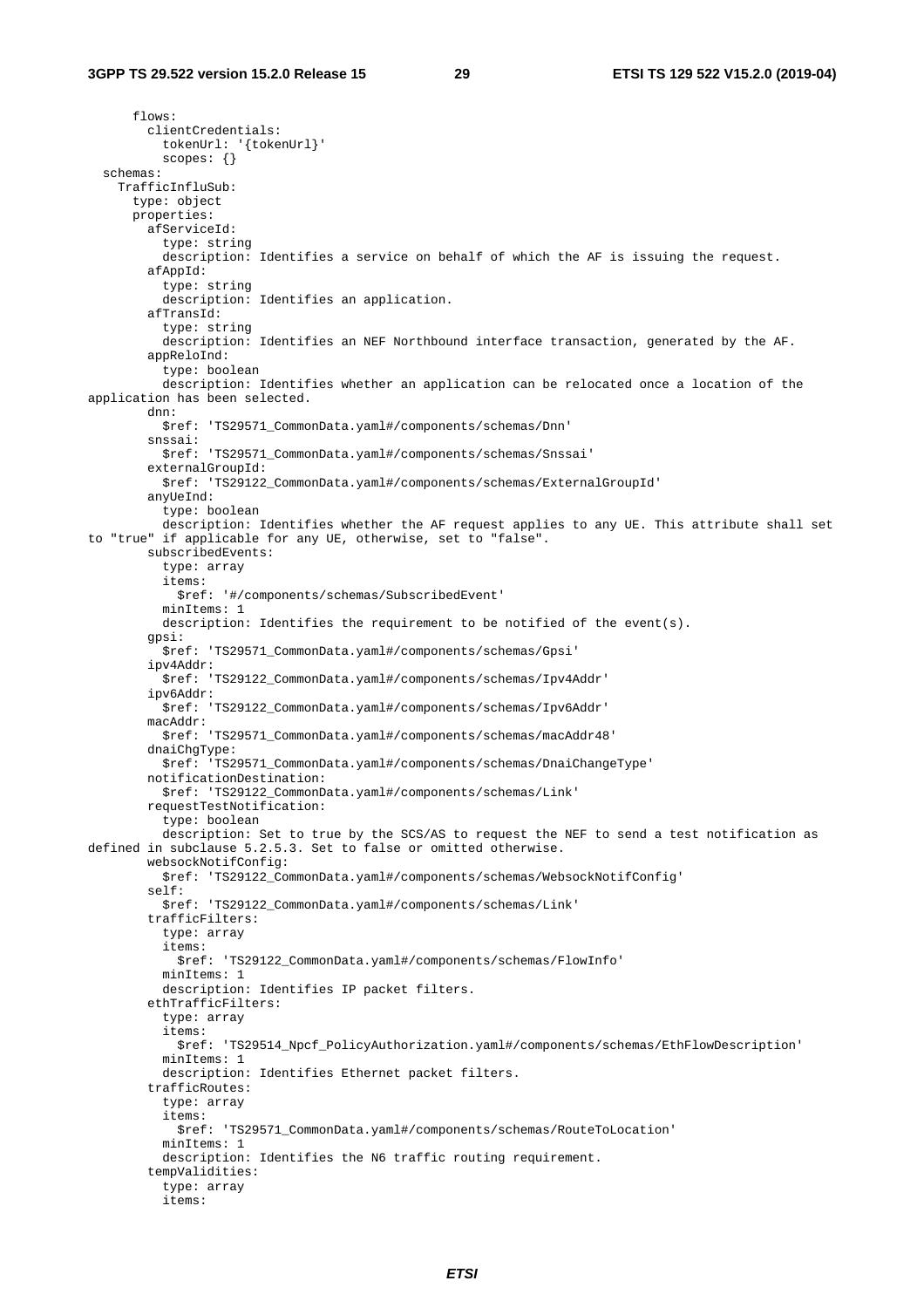```
      flows:
        clientCredentials:
          tokenUrl: '{tokenUrl}'
          scopes: {}
  schemas:
    TrafficInfluSub:
      type: object
      properties:
        afServiceId:
          type: string
          description: Identifies a service on behalf of which the AF is issuing the request.
        afAppId:
          type: string
          description: Identifies an application.
        afTransId:
          type: string
          description: Identifies an NEF Northbound interface transaction, generated by the AF.
        appReloInd:
          type: boolean
          description: Identifies whether an application can be relocated once a location of the
application has been selected.
        dnn:
          $ref: 'TS29571_CommonData.yaml#/components/schemas/Dnn'
        snssai:
          $ref: 'TS29571_CommonData.yaml#/components/schemas/Snssai'
        externalGroupId:
          $ref: 'TS29122_CommonData.yaml#/components/schemas/ExternalGroupId'
        anyUeInd:
          type: boolean
          description: Identifies whether the AF request applies to any UE. This attribute shall set
to "true" if applicable for any UE, otherwise, set to "false".
        subscribedEvents:
          type: array
          items:
            $ref: '#/components/schemas/SubscribedEvent'
          minItems: 1
          description: Identifies the requirement to be notified of the event(s).
        gpsi:
          $ref: 'TS29571_CommonData.yaml#/components/schemas/Gpsi'
        ipv4Addr:
          $ref: 'TS29122_CommonData.yaml#/components/schemas/Ipv4Addr'
        ipv6Addr:
          $ref: 'TS29122_CommonData.yaml#/components/schemas/Ipv6Addr'
        macAddr:
          $ref: 'TS29571_CommonData.yaml#/components/schemas/macAddr48'
        dnaiChgType:
          $ref: 'TS29571_CommonData.yaml#/components/schemas/DnaiChangeType'
        notificationDestination:
          $ref: 'TS29122_CommonData.yaml#/components/schemas/Link'
        requestTestNotification:
          type: boolean
          description: Set to true by the SCS/AS to request the NEF to send a test notification as
defined in subclause 5.2.5.3. Set to false or omitted otherwise.
        websockNotifConfig:
          $ref: 'TS29122_CommonData.yaml#/components/schemas/WebsockNotifConfig'
        self:
          $ref: 'TS29122_CommonData.yaml#/components/schemas/Link'
        trafficFilters:
          type: array
          items:
            $ref: 'TS29122_CommonData.yaml#/components/schemas/FlowInfo'
          minItems: 1
          description: Identifies IP packet filters.
        ethTrafficFilters:
          type: array
          items:
            $ref: 'TS29514_Npcf_PolicyAuthorization.yaml#/components/schemas/EthFlowDescription'
          minItems: 1
          description: Identifies Ethernet packet filters.
        trafficRoutes:
          type: array
          items:
            $ref: 'TS29571_CommonData.yaml#/components/schemas/RouteToLocation'
          minItems: 1
          description: Identifies the N6 traffic routing requirement.
        tempValidities:
          type: array
          items:
```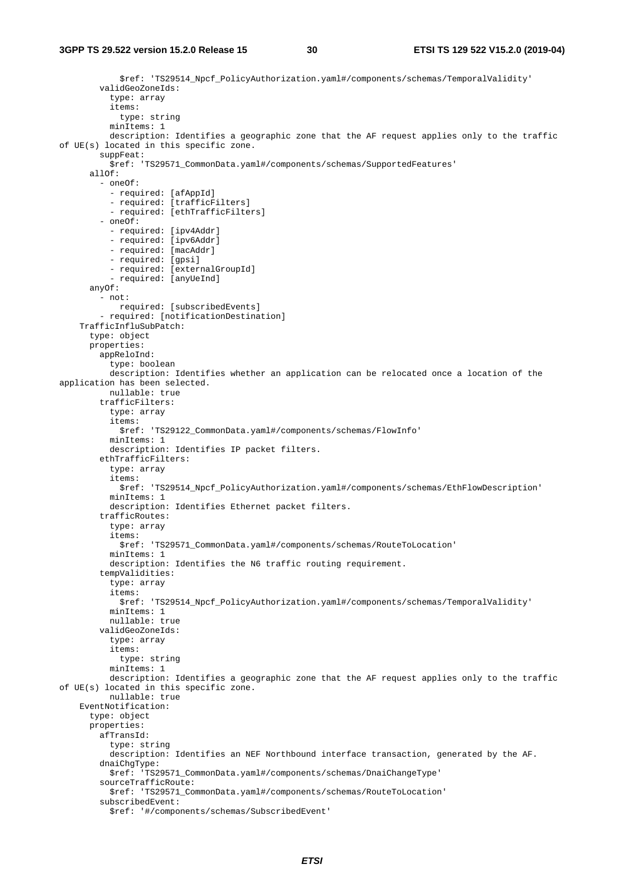```
            $ref: 'TS29514_Npcf_PolicyAuthorization.yaml#/components/schemas/TemporalValidity'
        validGeoZoneIds:
          type: array
          items:
            type: string
          minItems: 1
          description: Identifies a geographic zone that the AF request applies only to the traffic of UE(s) located in this specific zone.
        suppFeat:
          $ref: 'TS29571_CommonData.yaml#/components/schemas/SupportedFeatures'
      allOf:
        - oneOf:
          - required: [afAppId]
          - required: [trafficFilters]
          - required: [ethTrafficFilters]
        - oneOf:
          - required: [ipv4Addr]
          - required: [ipv6Addr]
          - required: [macAddr]
          - required: [gpsi]
          - required: [externalGroupId]
          - required: [anyUeInd]
      anyOf:
        - not:
            required: [subscribedEvents]
        - required: [notificationDestination]
    TrafficInfluSubPatch:
      type: object
      properties:
        appReloInd:
          type: boolean
          description: Identifies whether an application can be relocated once a location of the application has been selected.
          nullable: true
        trafficFilters:
          type: array
          items:
            $ref: 'TS29122_CommonData.yaml#/components/schemas/FlowInfo'
          minItems: 1
          description: Identifies IP packet filters.
        ethTrafficFilters:
          type: array
          items:
            $ref: 'TS29514_Npcf_PolicyAuthorization.yaml#/components/schemas/EthFlowDescription'
          minItems: 1
          description: Identifies Ethernet packet filters.
        trafficRoutes:
          type: array
          items:
            $ref: 'TS29571_CommonData.yaml#/components/schemas/RouteToLocation'
          minItems: 1
          description: Identifies the N6 traffic routing requirement.
        tempValidities:
          type: array
          items:
            $ref: 'TS29514_Npcf_PolicyAuthorization.yaml#/components/schemas/TemporalValidity'
          minItems: 1
          nullable: true
        validGeoZoneIds:
          type: array
          items:
            type: string
          minItems: 1
          description: Identifies a geographic zone that the AF request applies only to the traffic of UE(s) located in this specific zone.
          nullable: true
    EventNotification:
      type: object
      properties:
        afTransId:
          type: string
          description: Identifies an NEF Northbound interface transaction, generated by the AF.
        dnaiChgType:
          $ref: 'TS29571_CommonData.yaml#/components/schemas/DnaiChangeType'
        sourceTrafficRoute:
          $ref: 'TS29571_CommonData.yaml#/components/schemas/RouteToLocation'
        subscribedEvent:
          $ref: '#/components/schemas/SubscribedEvent'
```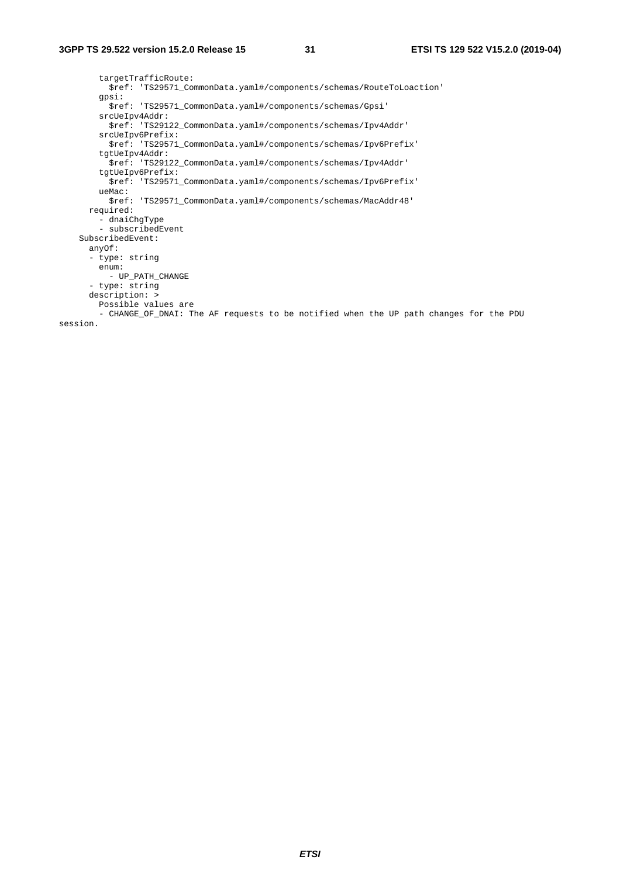```
        targetTrafficRoute:
          $ref: 'TS29571_CommonData.yaml#/components/schemas/RouteToLoaction'
        gpsi:
          $ref: 'TS29571_CommonData.yaml#/components/schemas/Gpsi'
        srcUeIpv4Addr:
          $ref: 'TS29122_CommonData.yaml#/components/schemas/Ipv4Addr'
        srcUeIpv6Prefix:
          $ref: 'TS29571_CommonData.yaml#/components/schemas/Ipv6Prefix'
        tgtUeIpv4Addr:
          $ref: 'TS29122_CommonData.yaml#/components/schemas/Ipv4Addr'
        tgtUeIpv6Prefix:
          $ref: 'TS29571_CommonData.yaml#/components/schemas/Ipv6Prefix'
        ueMac:
          $ref: 'TS29571_CommonData.yaml#/components/schemas/MacAddr48'
      required:
        - dnaiChgType
        - subscribedEvent
    SubscribedEvent:
      anyOf:
      - type: string
        enum:
          - UP_PATH_CHANGE
      - type: string
      description: >
        Possible values are
        - CHANGE_OF_DNAI: The AF requests to be notified when the UP path changes for the PDU 
session.
```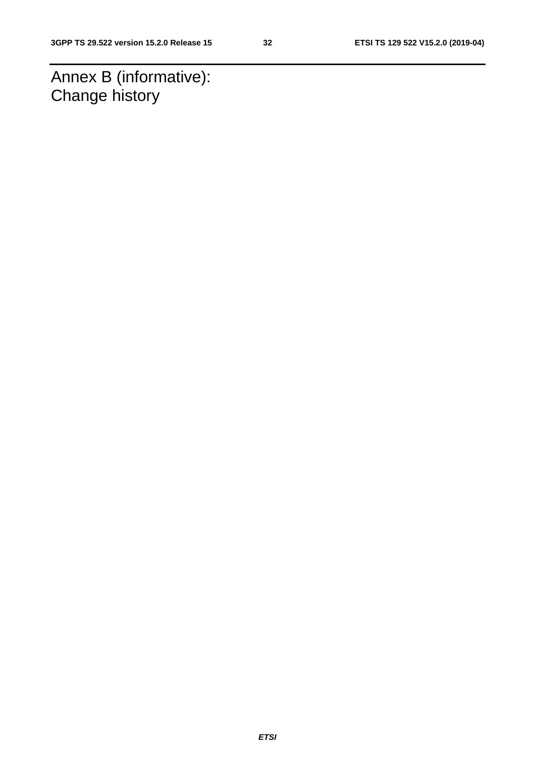# Annex B (informative): Change history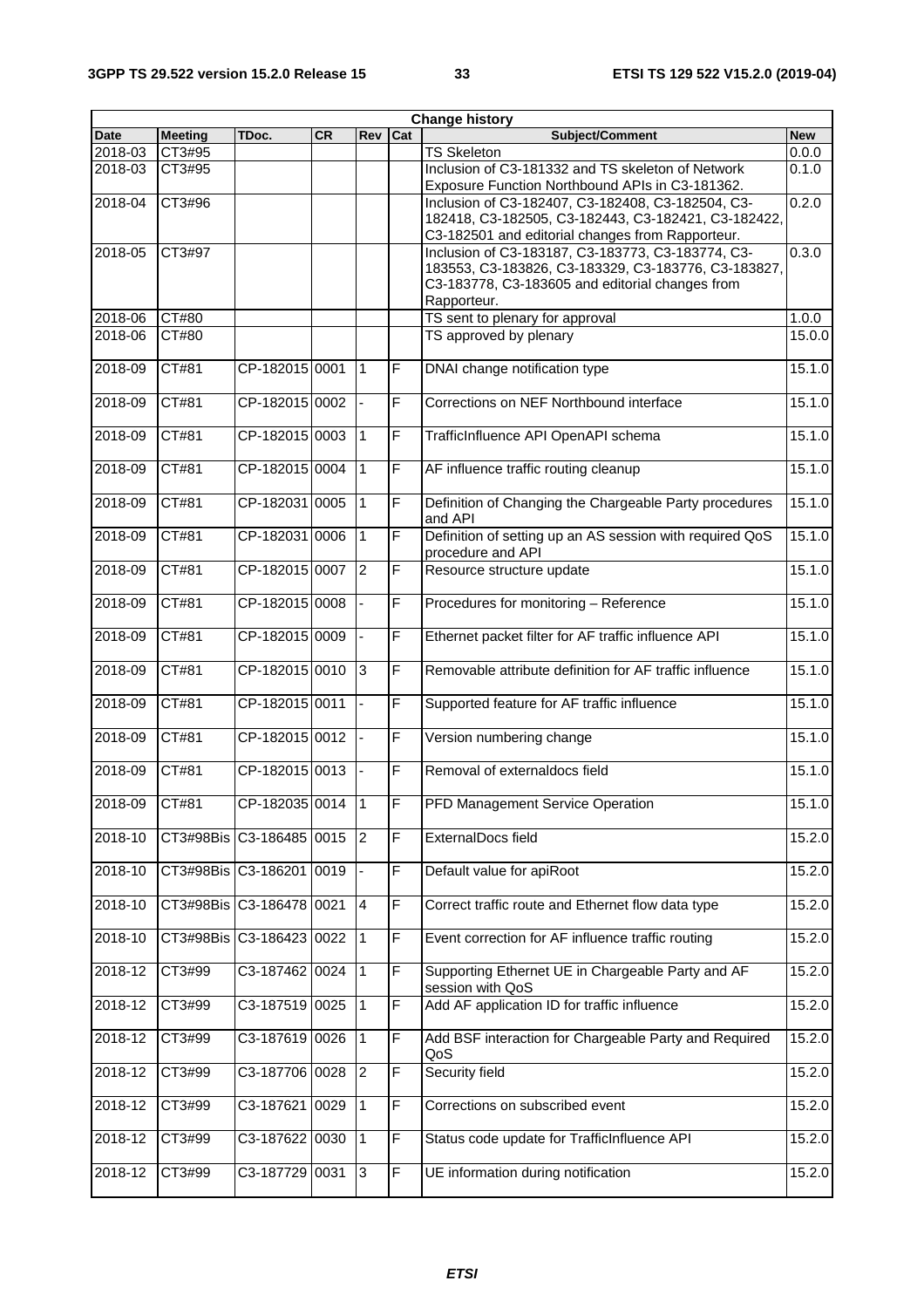| Change history | | | | | | | |
|---|---|---|---|---|---|---|---|
| Date | Meeting | TDoc. | CR | Rev | Cat | Subject/Comment | New |
| 2018-03 | CT3#95 | | | | | TS Skeleton | 0.0.0 |
| 2018-03 | CT3#95 | | | | | Inclusion of C3-181332 and TS skeleton of Network Exposure Function Northbound APIs in C3-181362. | 0.1.0 |
| 2018-04 | CT3#96 | | | | | Inclusion of C3-182407, C3-182408, C3-182504, C3-182418, C3-182505, C3-182443, C3-182421, C3-182422, C3-182501 and editorial changes from Rapporteur. | 0.2.0 |
| 2018-05 | CT3#97 | | | | | Inclusion of C3-183187, C3-183773, C3-183774, C3-183553, C3-183826, C3-183329, C3-183776, C3-183827, C3-183778, C3-183605 and editorial changes from Rapporteur. | 0.3.0 |
| 2018-06 | CT#80 | | | | | TS sent to plenary for approval | 1.0.0 |
| 2018-06 | CT#80 | | | | | TS approved by plenary | 15.0.0 |
| 2018-09 | CT#81 | CP-182015 | 0001 | 1 | F | DNAI change notification type | 15.1.0 |
| 2018-09 | CT#81 | CP-182015 | 0002 | - | F | Corrections on NEF Northbound interface | 15.1.0 |
| 2018-09 | CT#81 | CP-182015 | 0003 | 1 | F | TrafficInfluence API OpenAPI schema | 15.1.0 |
| 2018-09 | CT#81 | CP-182015 | 0004 | 1 | F | AF influence traffic routing cleanup | 15.1.0 |
| 2018-09 | CT#81 | CP-182031 | 0005 | 1 | F | Definition of Changing the Chargeable Party procedures and API | 15.1.0 |
| 2018-09 | CT#81 | CP-182031 | 0006 | 1 | F | Definition of setting up an AS session with required QoS procedure and API | 15.1.0 |
| 2018-09 | CT#81 | CP-182015 | 0007 | 2 | F | Resource structure update | 15.1.0 |
| 2018-09 | CT#81 | CP-182015 | 0008 | - | F | Procedures for monitoring – Reference | 15.1.0 |
| 2018-09 | CT#81 | CP-182015 | 0009 | - | F | Ethernet packet filter for AF traffic influence API | 15.1.0 |
| 2018-09 | CT#81 | CP-182015 | 0010 | 3 | F | Removable attribute definition for AF traffic influence | 15.1.0 |
| 2018-09 | CT#81 | CP-182015 | 0011 | - | F | Supported feature for AF traffic influence | 15.1.0 |
| 2018-09 | CT#81 | CP-182015 | 0012 | - | F | Version numbering change | 15.1.0 |
| 2018-09 | CT#81 | CP-182015 | 0013 | - | F | Removal of externaldocs field | 15.1.0 |
| 2018-09 | CT#81 | CP-182035 | 0014 | 1 | F | PFD Management Service Operation | 15.1.0 |
| 2018-10 | CT3#98Bis | C3-186485 | 0015 | 2 | F | ExternalDocs field | 15.2.0 |
| 2018-10 | CT3#98Bis | C3-186201 | 0019 | - | F | Default value for apiRoot | 15.2.0 |
| 2018-10 | CT3#98Bis | C3-186478 | 0021 | 4 | F | Correct traffic route and Ethernet flow data type | 15.2.0 |
| 2018-10 | CT3#98Bis | C3-186423 | 0022 | 1 | F | Event correction for AF influence traffic routing | 15.2.0 |
| 2018-12 | CT3#99 | C3-187462 | 0024 | 1 | F | Supporting Ethernet UE in Chargeable Party and AF session with QoS | 15.2.0 |
| 2018-12 | CT3#99 | C3-187519 | 0025 | 1 | F | Add AF application ID for traffic influence | 15.2.0 |
| 2018-12 | CT3#99 | C3-187619 | 0026 | 1 | F | Add BSF interaction for Chargeable Party and Required QoS | 15.2.0 |
| 2018-12 | CT3#99 | C3-187706 | 0028 | 2 | F | Security field | 15.2.0 |
| 2018-12 | CT3#99 | C3-187621 | 0029 | 1 | F | Corrections on subscribed event | 15.2.0 |
| 2018-12 | CT3#99 | C3-187622 | 0030 | 1 | F | Status code update for TrafficInfluence API | 15.2.0 |
| 2018-12 | CT3#99 | C3-187729 | 0031 | 3 | F | UE information during notification | 15.2.0 |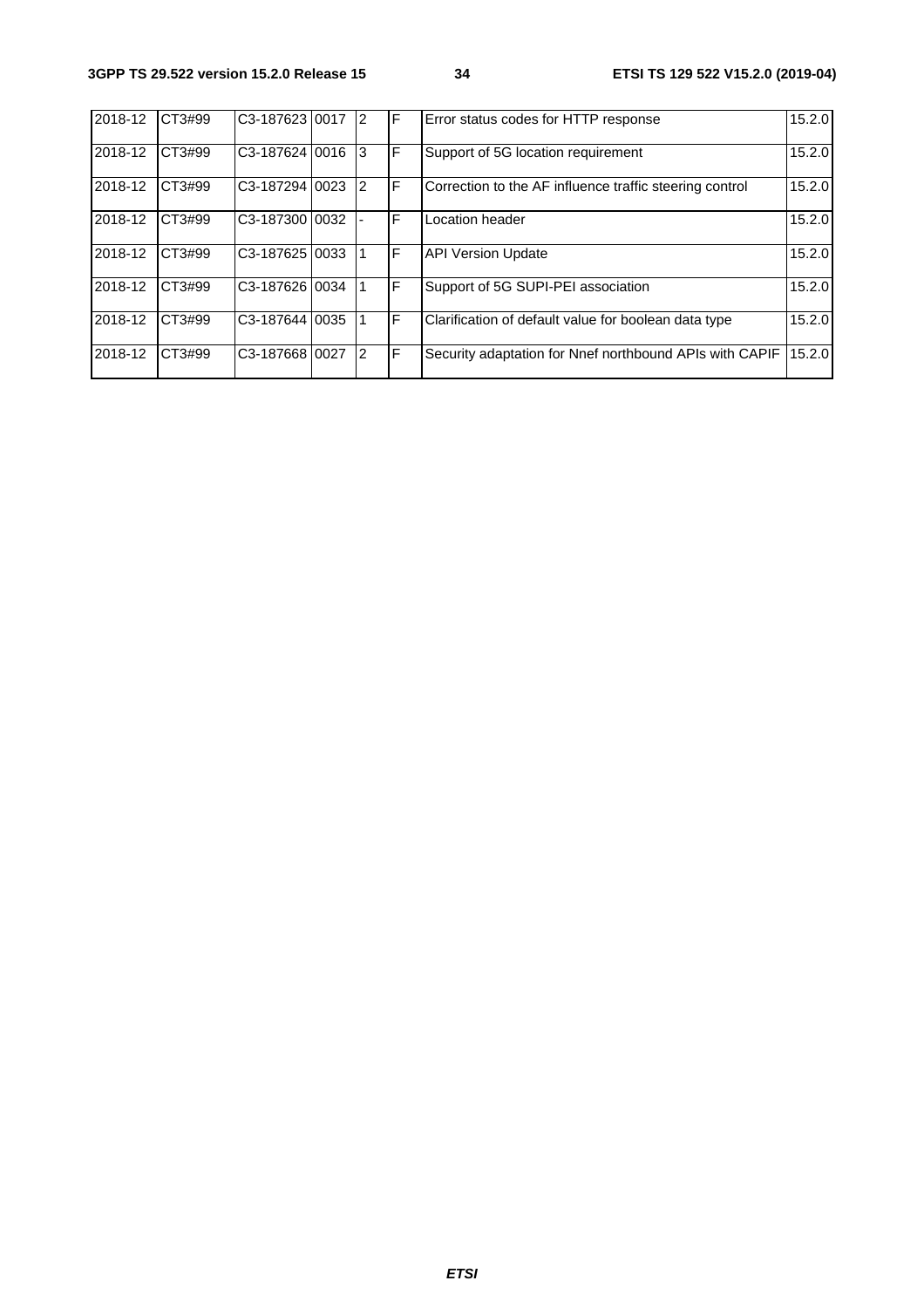| | | | | | | | |
|---|---|---|---|---|---|---|---|
| 2018-12 | CT3#99 | C3-187623 | 0017 | 2 | F | Error status codes for HTTP response | 15.2.0 |
| 2018-12 | CT3#99 | C3-187624 | 0016 | 3 | F | Support of 5G location requirement | 15.2.0 |
| 2018-12 | CT3#99 | C3-187294 | 0023 | 2 | F | Correction to the AF influence traffic steering control | 15.2.0 |
| 2018-12 | CT3#99 | C3-187300 | 0032 | - | F | Location header | 15.2.0 |
| 2018-12 | CT3#99 | C3-187625 | 0033 | 1 | F | API Version Update | 15.2.0 |
| 2018-12 | CT3#99 | C3-187626 | 0034 | 1 | F | Support of 5G SUPI-PEI association | 15.2.0 |
| 2018-12 | CT3#99 | C3-187644 | 0035 | 1 | F | Clarification of default value for boolean data type | 15.2.0 |
| 2018-12 | CT3#99 | C3-187668 | 0027 | 2 | F | Security adaptation for Nnef northbound APIs with CAPIF | 15.2.0 |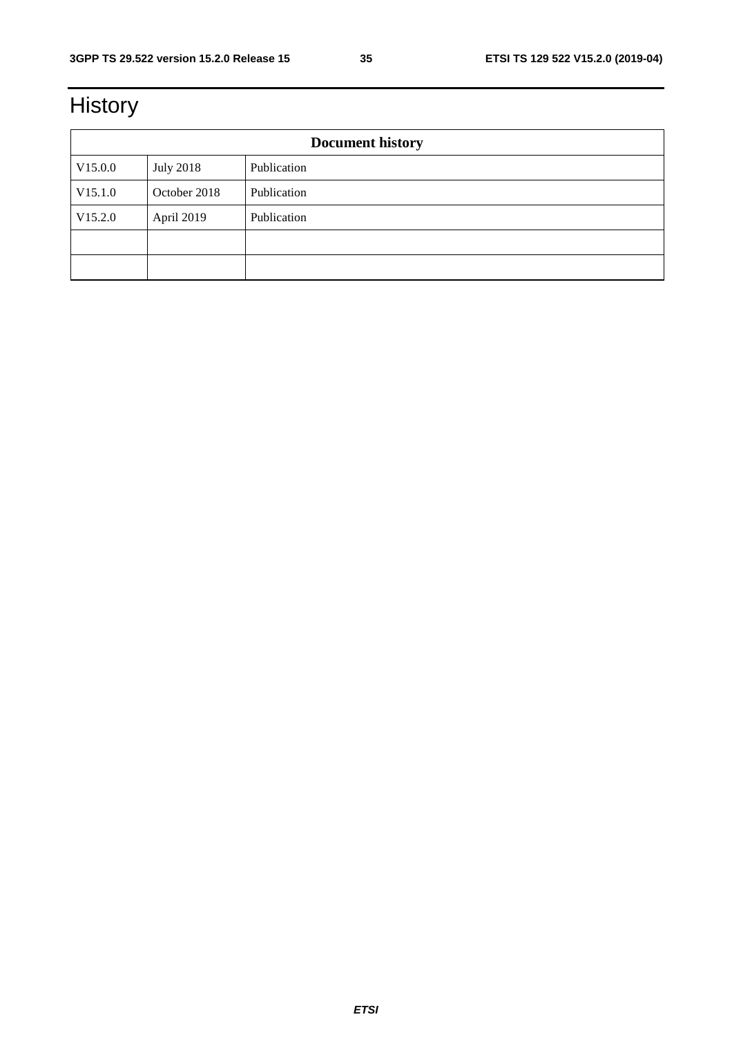# History

| Document history | | |
|---|---|---|
| V15.0.0 | July 2018 | Publication |
| V15.1.0 | October 2018 | Publication |
| V15.2.0 | April 2019 | Publication |
| | | |
| | | |